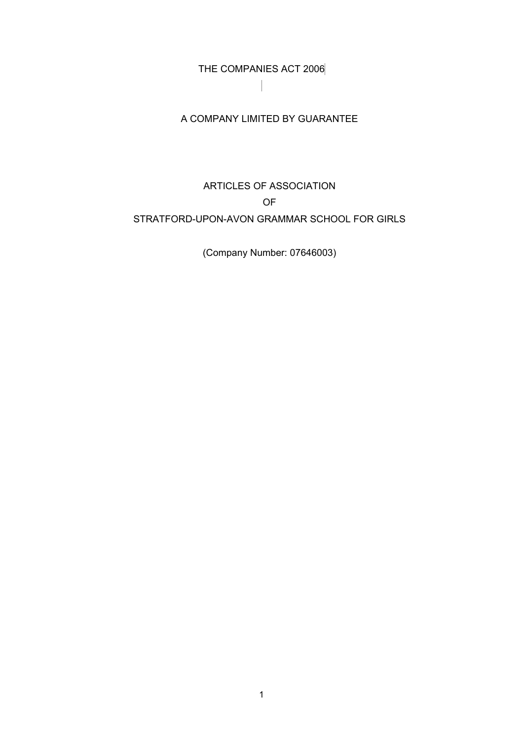# THE COMPANIES ACT 2006

## A COMPANY LIMITED BY GUARANTEE

# ARTICLES OF ASSOCIATION

# OF

# STRATFORD-UPON-AVON GRAMMAR SCHOOL FOR GIRLS

(Company Number: 07646003)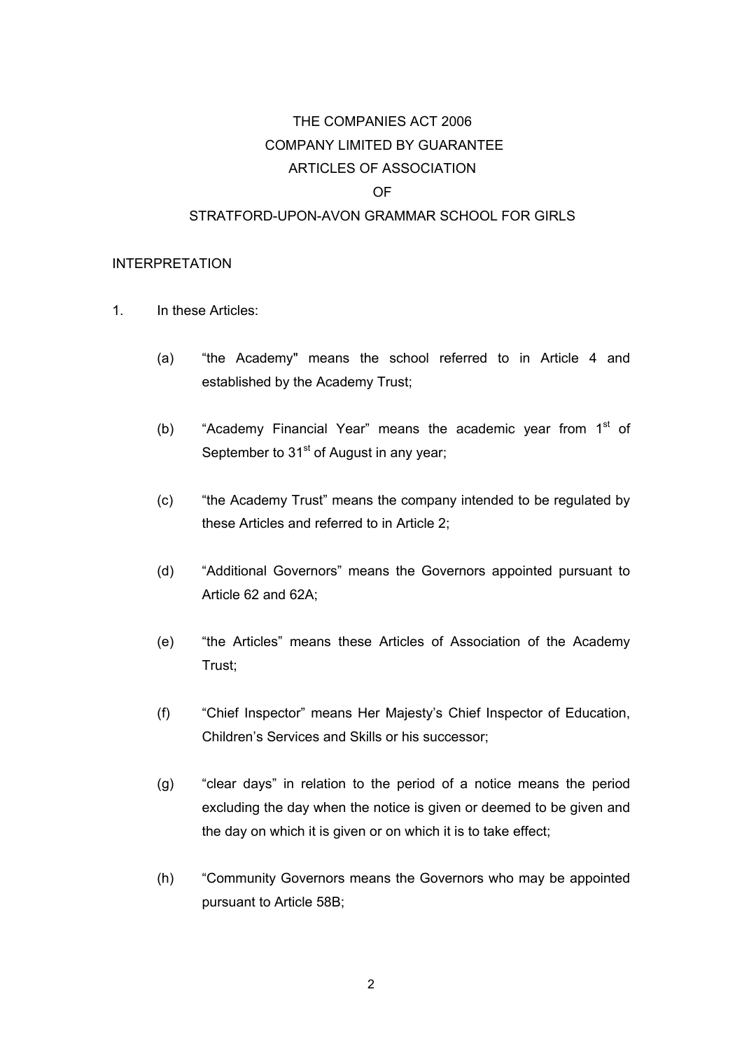# THE COMPANIES ACT 2006
# COMPANY LIMITED BY GUARANTEE
# ARTICLES OF ASSOCIATION
# OF
# STRATFORD-UPON-AVON GRAMMAR SCHOOL FOR GIRLS

## INTERPRETATION

1. In these Articles:

   (a) “the Academy" means the school referred to in Article 4 and established by the Academy Trust;

   (b) “Academy Financial Year” means the academic year from 1st of September to 31st of August in any year;

   (c) “the Academy Trust” means the company intended to be regulated by these Articles and referred to in Article 2;

   (d) “Additional Governors” means the Governors appointed pursuant to Article 62 and 62A;

   (e) “the Articles” means these Articles of Association of the Academy Trust;

   (f) “Chief Inspector” means Her Majesty’s Chief Inspector of Education, Children’s Services and Skills or his successor;

   (g) “clear days” in relation to the period of a notice means the period excluding the day when the notice is given or deemed to be given and the day on which it is given or on which it is to take effect;

   (h) “Community Governors means the Governors who may be appointed pursuant to Article 58B;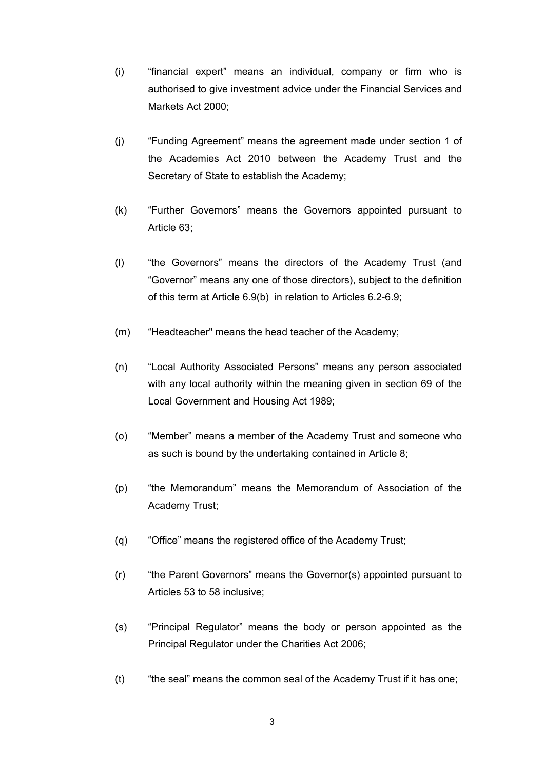(i) “financial expert” means an individual, company or firm who is authorised to give investment advice under the Financial Services and Markets Act 2000;

(j) “Funding Agreement” means the agreement made under section 1 of the Academies Act 2010 between the Academy Trust and the Secretary of State to establish the Academy;

(k) “Further Governors” means the Governors appointed pursuant to Article 63;

(l) “the Governors” means the directors of the Academy Trust (and “Governor” means any one of those directors), subject to the definition of this term at Article 6.9(b) in relation to Articles 6.2-6.9;

(m) “Headteacher" means the head teacher of the Academy;

(n) “Local Authority Associated Persons” means any person associated with any local authority within the meaning given in section 69 of the Local Government and Housing Act 1989;

(o) “Member” means a member of the Academy Trust and someone who as such is bound by the undertaking contained in Article 8;

(p) “the Memorandum” means the Memorandum of Association of the Academy Trust;

(q) “Office” means the registered office of the Academy Trust;

(r) “the Parent Governors” means the Governor(s) appointed pursuant to Articles 53 to 58 inclusive;

(s) “Principal Regulator” means the body or person appointed as the Principal Regulator under the Charities Act 2006;

(t) “the seal” means the common seal of the Academy Trust if it has one;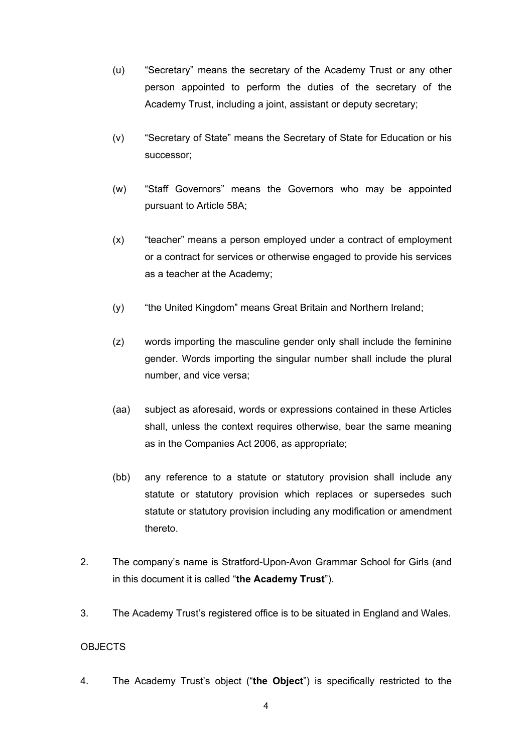(u) “Secretary” means the secretary of the Academy Trust or any other person appointed to perform the duties of the secretary of the Academy Trust, including a joint, assistant or deputy secretary;

(v) “Secretary of State” means the Secretary of State for Education or his successor;

(w) “Staff Governors” means the Governors who may be appointed pursuant to Article 58A;

(x) “teacher” means a person employed under a contract of employment or a contract for services or otherwise engaged to provide his services as a teacher at the Academy;

(y) “the United Kingdom” means Great Britain and Northern Ireland;

(z) words importing the masculine gender only shall include the feminine gender. Words importing the singular number shall include the plural number, and vice versa;

(aa) subject as aforesaid, words or expressions contained in these Articles shall, unless the context requires otherwise, bear the same meaning as in the Companies Act 2006, as appropriate;

(bb) any reference to a statute or statutory provision shall include any statute or statutory provision which replaces or supersedes such statute or statutory provision including any modification or amendment thereto.

2. The company’s name is Stratford-Upon-Avon Grammar School for Girls (and in this document it is called “**the Academy Trust**”).

3. The Academy Trust’s registered office is to be situated in England and Wales.

OBJECTS

4. The Academy Trust’s object (“**the Object**”) is specifically restricted to the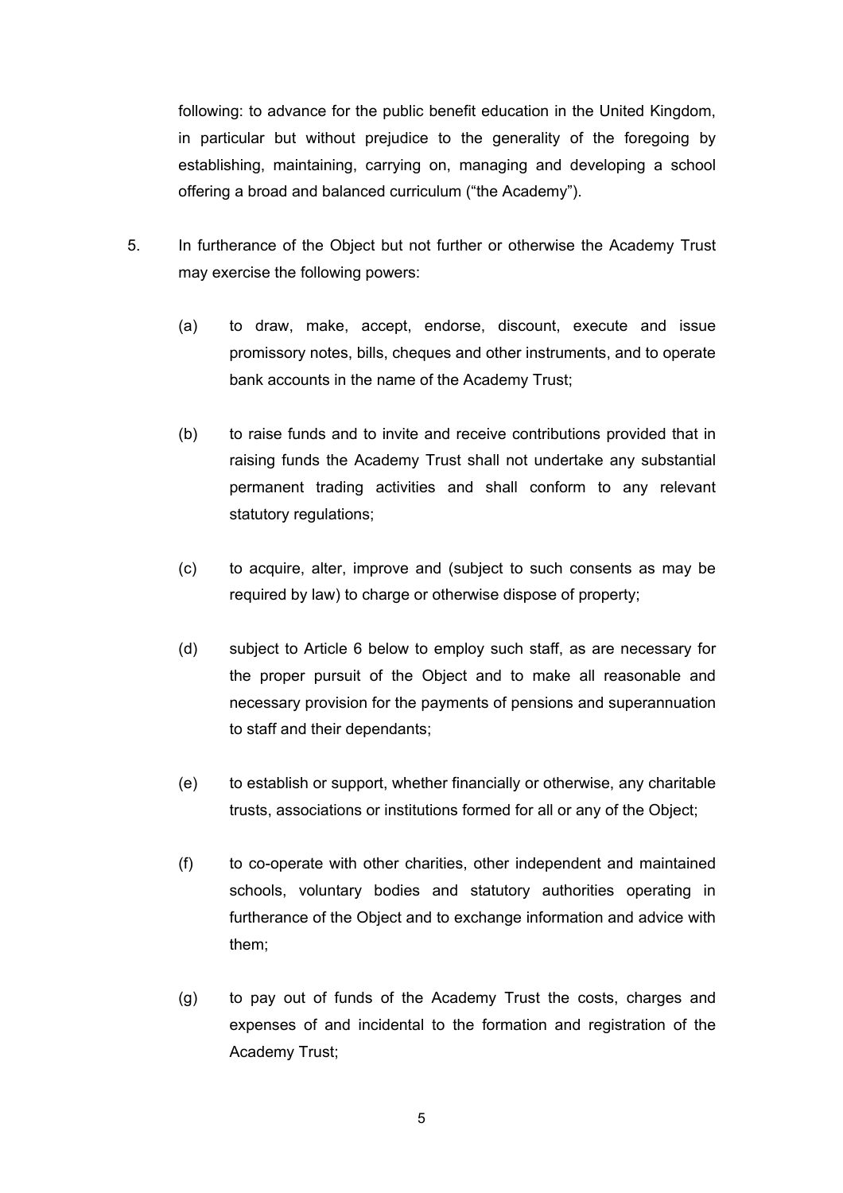following: to advance for the public benefit education in the United Kingdom, in particular but without prejudice to the generality of the foregoing by establishing, maintaining, carrying on, managing and developing a school offering a broad and balanced curriculum ("the Academy").

5. In furtherance of the Object but not further or otherwise the Academy Trust may exercise the following powers:

   (a) to draw, make, accept, endorse, discount, execute and issue promissory notes, bills, cheques and other instruments, and to operate bank accounts in the name of the Academy Trust;

   (b) to raise funds and to invite and receive contributions provided that in raising funds the Academy Trust shall not undertake any substantial permanent trading activities and shall conform to any relevant statutory regulations;

   (c) to acquire, alter, improve and (subject to such consents as may be required by law) to charge or otherwise dispose of property;

   (d) subject to Article 6 below to employ such staff, as are necessary for the proper pursuit of the Object and to make all reasonable and necessary provision for the payments of pensions and superannuation to staff and their dependants;

   (e) to establish or support, whether financially or otherwise, any charitable trusts, associations or institutions formed for all or any of the Object;

   (f) to co-operate with other charities, other independent and maintained schools, voluntary bodies and statutory authorities operating in furtherance of the Object and to exchange information and advice with them;

   (g) to pay out of funds of the Academy Trust the costs, charges and expenses of and incidental to the formation and registration of the Academy Trust;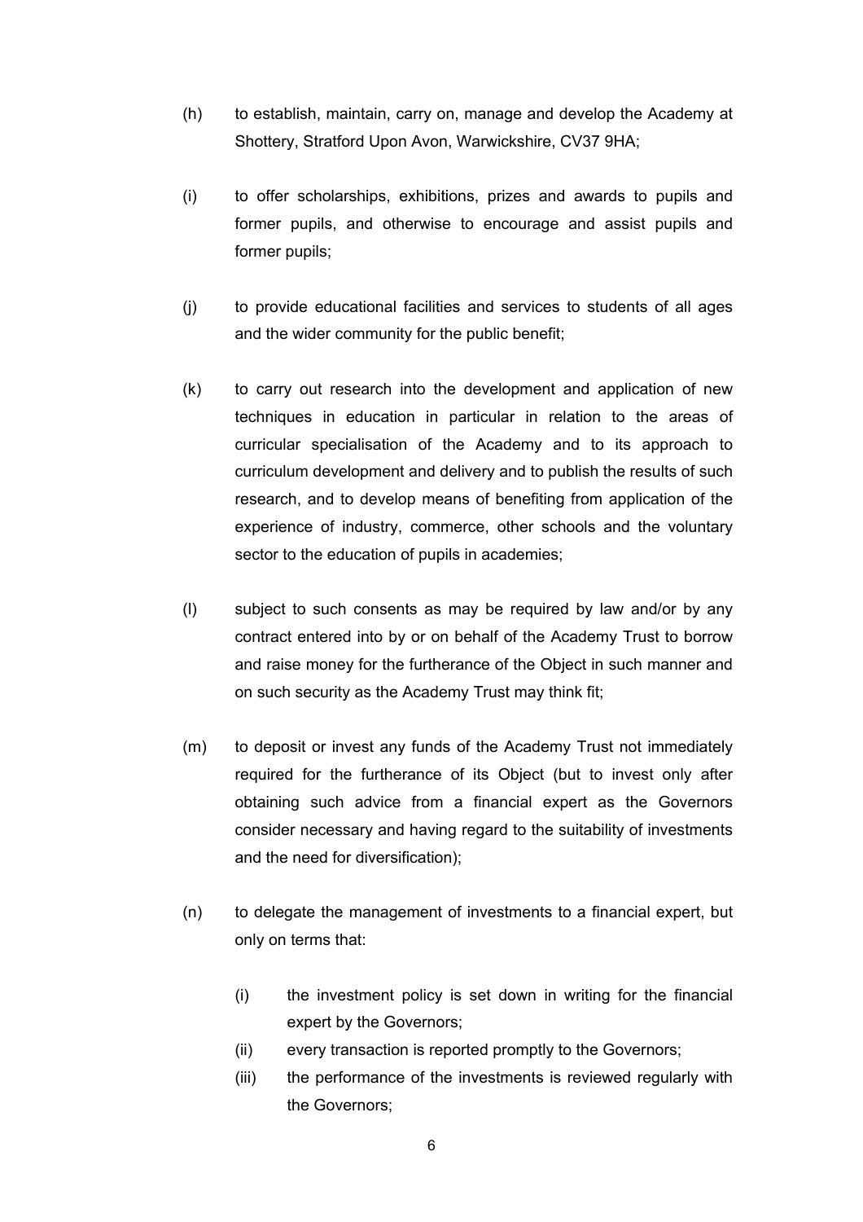(h) to establish, maintain, carry on, manage and develop the Academy at Shottery, Stratford Upon Avon, Warwickshire, CV37 9HA;

(i) to offer scholarships, exhibitions, prizes and awards to pupils and former pupils, and otherwise to encourage and assist pupils and former pupils;

(j) to provide educational facilities and services to students of all ages and the wider community for the public benefit;

(k) to carry out research into the development and application of new techniques in education in particular in relation to the areas of curricular specialisation of the Academy and to its approach to curriculum development and delivery and to publish the results of such research, and to develop means of benefiting from application of the experience of industry, commerce, other schools and the voluntary sector to the education of pupils in academies;

(l) subject to such consents as may be required by law and/or by any contract entered into by or on behalf of the Academy Trust to borrow and raise money for the furtherance of the Object in such manner and on such security as the Academy Trust may think fit;

(m) to deposit or invest any funds of the Academy Trust not immediately required for the furtherance of its Object (but to invest only after obtaining such advice from a financial expert as the Governors consider necessary and having regard to the suitability of investments and the need for diversification);

(n) to delegate the management of investments to a financial expert, but only on terms that:

    (i) the investment policy is set down in writing for the financial expert by the Governors;
    (ii) every transaction is reported promptly to the Governors;
    (iii) the performance of the investments is reviewed regularly with the Governors;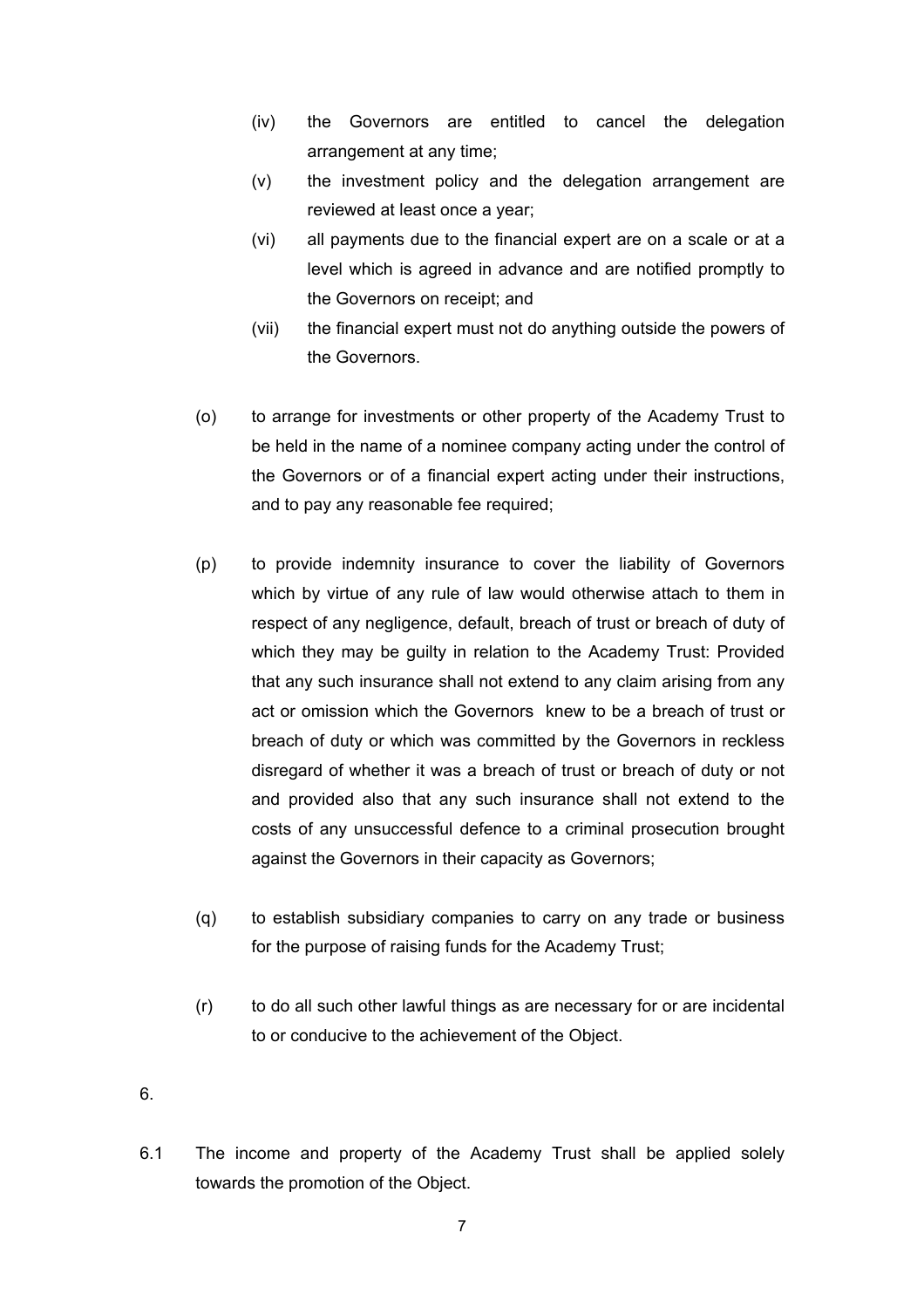(iv) the Governors are entitled to cancel the delegation arrangement at any time;

(v) the investment policy and the delegation arrangement are reviewed at least once a year;

(vi) all payments due to the financial expert are on a scale or at a level which is agreed in advance and are notified promptly to the Governors on receipt; and

(vii) the financial expert must not do anything outside the powers of the Governors.

(o) to arrange for investments or other property of the Academy Trust to be held in the name of a nominee company acting under the control of the Governors or of a financial expert acting under their instructions, and to pay any reasonable fee required;

(p) to provide indemnity insurance to cover the liability of Governors which by virtue of any rule of law would otherwise attach to them in respect of any negligence, default, breach of trust or breach of duty of which they may be guilty in relation to the Academy Trust: Provided that any such insurance shall not extend to any claim arising from any act or omission which the Governors knew to be a breach of trust or breach of duty or which was committed by the Governors in reckless disregard of whether it was a breach of trust or breach of duty or not and provided also that any such insurance shall not extend to the costs of any unsuccessful defence to a criminal prosecution brought against the Governors in their capacity as Governors;

(q) to establish subsidiary companies to carry on any trade or business for the purpose of raising funds for the Academy Trust;

(r) to do all such other lawful things as are necessary for or are incidental to or conducive to the achievement of the Object.

6.

6.1 The income and property of the Academy Trust shall be applied solely towards the promotion of the Object.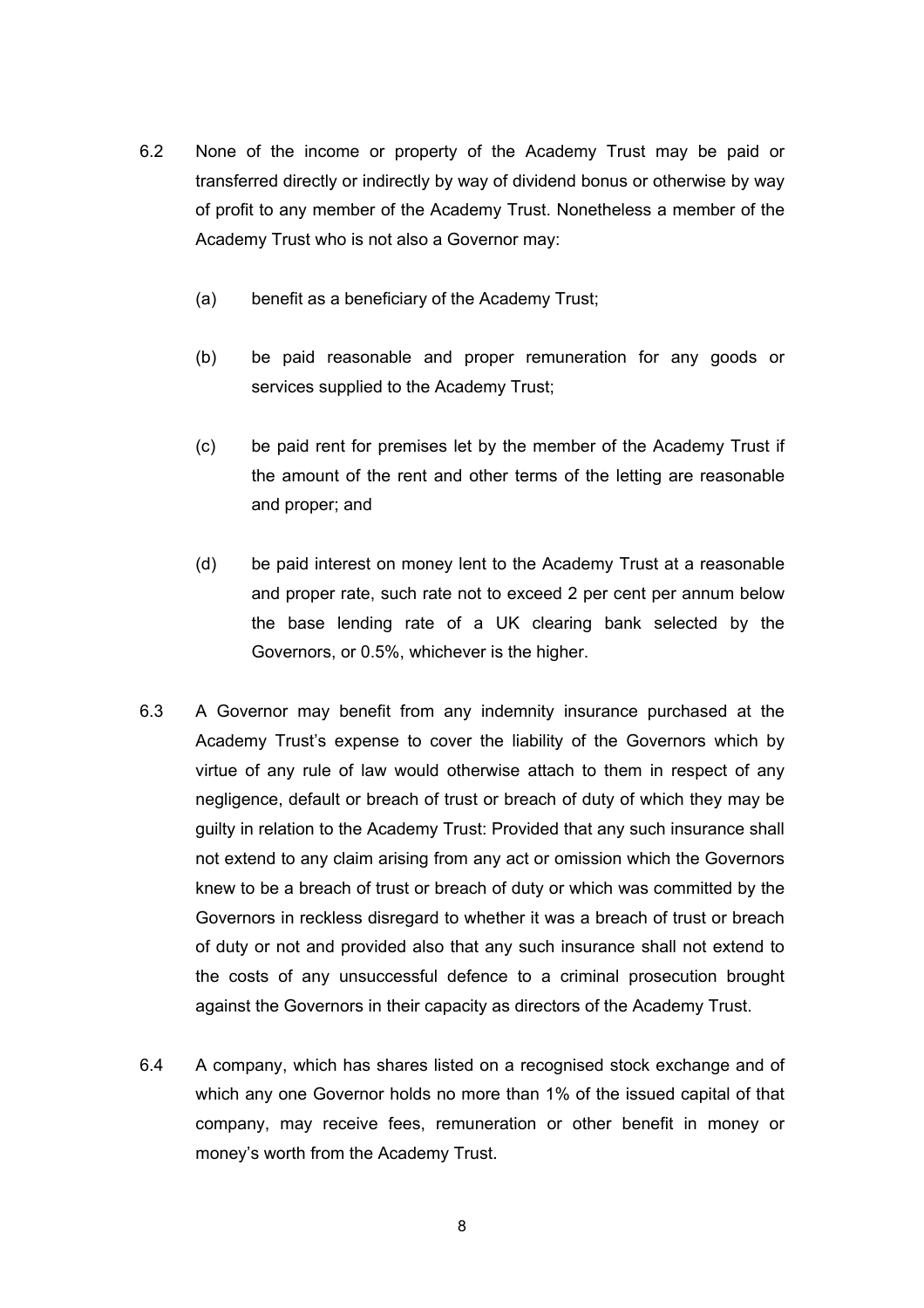6.2 None of the income or property of the Academy Trust may be paid or transferred directly or indirectly by way of dividend bonus or otherwise by way of profit to any member of the Academy Trust. Nonetheless a member of the Academy Trust who is not also a Governor may:

(a) benefit as a beneficiary of the Academy Trust;

(b) be paid reasonable and proper remuneration for any goods or services supplied to the Academy Trust;

(c) be paid rent for premises let by the member of the Academy Trust if the amount of the rent and other terms of the letting are reasonable and proper; and

(d) be paid interest on money lent to the Academy Trust at a reasonable and proper rate, such rate not to exceed 2 per cent per annum below the base lending rate of a UK clearing bank selected by the Governors, or 0.5%, whichever is the higher.

6.3 A Governor may benefit from any indemnity insurance purchased at the Academy Trust's expense to cover the liability of the Governors which by virtue of any rule of law would otherwise attach to them in respect of any negligence, default or breach of trust or breach of duty of which they may be guilty in relation to the Academy Trust: Provided that any such insurance shall not extend to any claim arising from any act or omission which the Governors knew to be a breach of trust or breach of duty or which was committed by the Governors in reckless disregard to whether it was a breach of trust or breach of duty or not and provided also that any such insurance shall not extend to the costs of any unsuccessful defence to a criminal prosecution brought against the Governors in their capacity as directors of the Academy Trust.

6.4 A company, which has shares listed on a recognised stock exchange and of which any one Governor holds no more than 1% of the issued capital of that company, may receive fees, remuneration or other benefit in money or money's worth from the Academy Trust.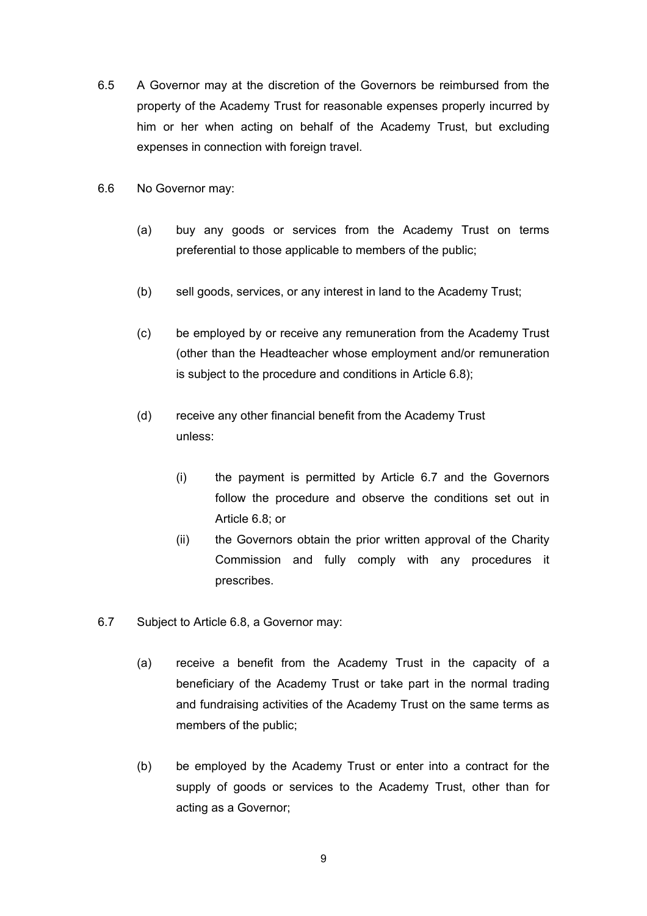6.5 A Governor may at the discretion of the Governors be reimbursed from the property of the Academy Trust for reasonable expenses properly incurred by him or her when acting on behalf of the Academy Trust, but excluding expenses in connection with foreign travel.

6.6 No Governor may:

(a) buy any goods or services from the Academy Trust on terms preferential to those applicable to members of the public;

(b) sell goods, services, or any interest in land to the Academy Trust;

(c) be employed by or receive any remuneration from the Academy Trust (other than the Headteacher whose employment and/or remuneration is subject to the procedure and conditions in Article 6.8);

(d) receive any other financial benefit from the Academy Trust unless:

(i) the payment is permitted by Article 6.7 and the Governors follow the procedure and observe the conditions set out in Article 6.8; or

(ii) the Governors obtain the prior written approval of the Charity Commission and fully comply with any procedures it prescribes.

6.7 Subject to Article 6.8, a Governor may:

(a) receive a benefit from the Academy Trust in the capacity of a beneficiary of the Academy Trust or take part in the normal trading and fundraising activities of the Academy Trust on the same terms as members of the public;

(b) be employed by the Academy Trust or enter into a contract for the supply of goods or services to the Academy Trust, other than for acting as a Governor;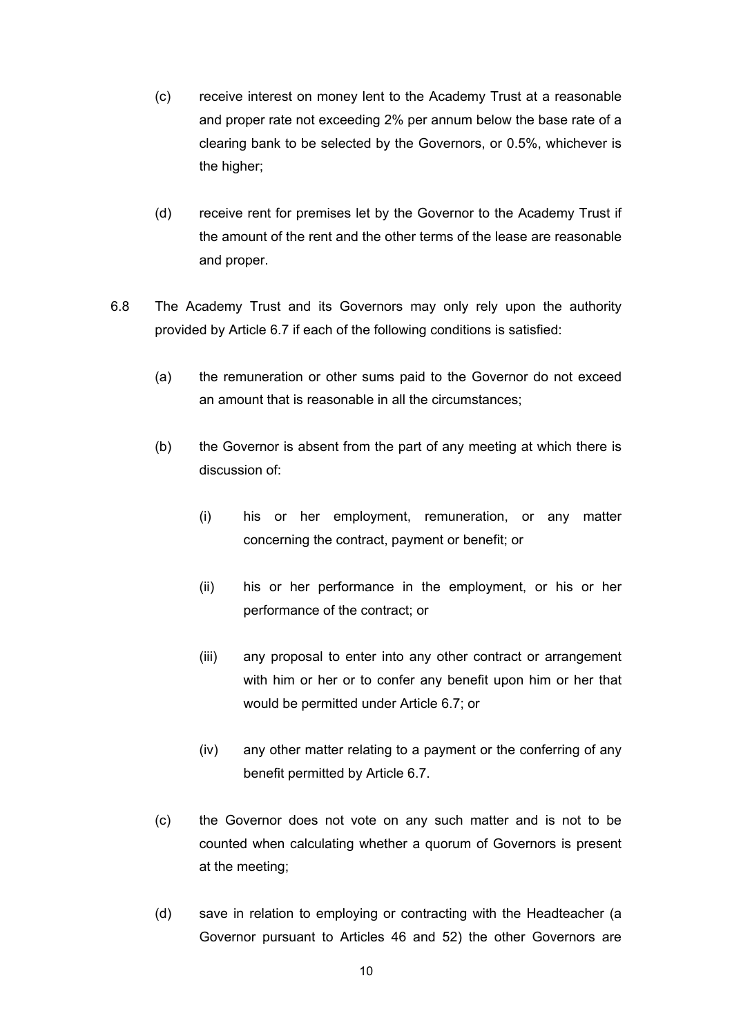(c) receive interest on money lent to the Academy Trust at a reasonable and proper rate not exceeding 2% per annum below the base rate of a clearing bank to be selected by the Governors, or 0.5%, whichever is the higher;

(d) receive rent for premises let by the Governor to the Academy Trust if the amount of the rent and the other terms of the lease are reasonable and proper.

6.8 The Academy Trust and its Governors may only rely upon the authority provided by Article 6.7 if each of the following conditions is satisfied:

(a) the remuneration or other sums paid to the Governor do not exceed an amount that is reasonable in all the circumstances;

(b) the Governor is absent from the part of any meeting at which there is discussion of:

(i) his or her employment, remuneration, or any matter concerning the contract, payment or benefit; or

(ii) his or her performance in the employment, or his or her performance of the contract; or

(iii) any proposal to enter into any other contract or arrangement with him or her or to confer any benefit upon him or her that would be permitted under Article 6.7; or

(iv) any other matter relating to a payment or the conferring of any benefit permitted by Article 6.7.

(c) the Governor does not vote on any such matter and is not to be counted when calculating whether a quorum of Governors is present at the meeting;

(d) save in relation to employing or contracting with the Headteacher (a Governor pursuant to Articles 46 and 52) the other Governors are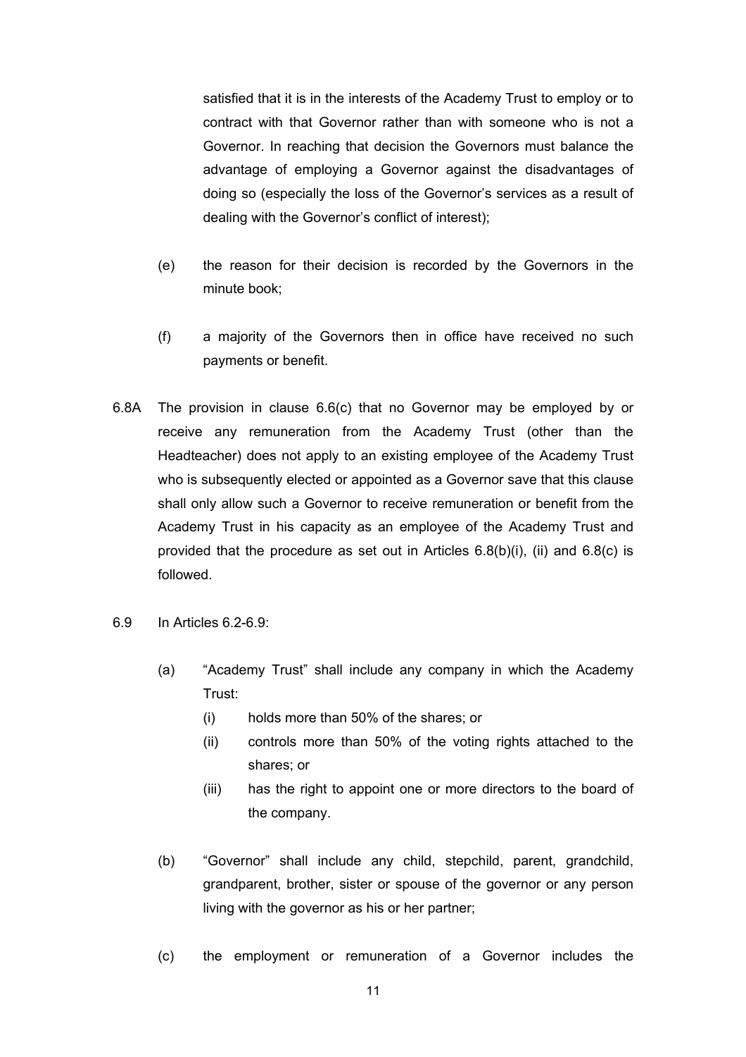satisfied that it is in the interests of the Academy Trust to employ or to contract with that Governor rather than with someone who is not a Governor. In reaching that decision the Governors must balance the advantage of employing a Governor against the disadvantages of doing so (especially the loss of the Governor's services as a result of dealing with the Governor's conflict of interest);

(e) the reason for their decision is recorded by the Governors in the minute book;

(f) a majority of the Governors then in office have received no such payments or benefit.

6.8A The provision in clause 6.6(c) that no Governor may be employed by or receive any remuneration from the Academy Trust (other than the Headteacher) does not apply to an existing employee of the Academy Trust who is subsequently elected or appointed as a Governor save that this clause shall only allow such a Governor to receive remuneration or benefit from the Academy Trust in his capacity as an employee of the Academy Trust and provided that the procedure as set out in Articles 6.8(b)(i), (ii) and 6.8(c) is followed.

6.9 In Articles 6.2-6.9:

(a) "Academy Trust" shall include any company in which the Academy Trust:
   (i) holds more than 50% of the shares; or
   (ii) controls more than 50% of the voting rights attached to the shares; or
   (iii) has the right to appoint one or more directors to the board of the company.

(b) "Governor" shall include any child, stepchild, parent, grandchild, grandparent, brother, sister or spouse of the governor or any person living with the governor as his or her partner;

(c) the employment or remuneration of a Governor includes the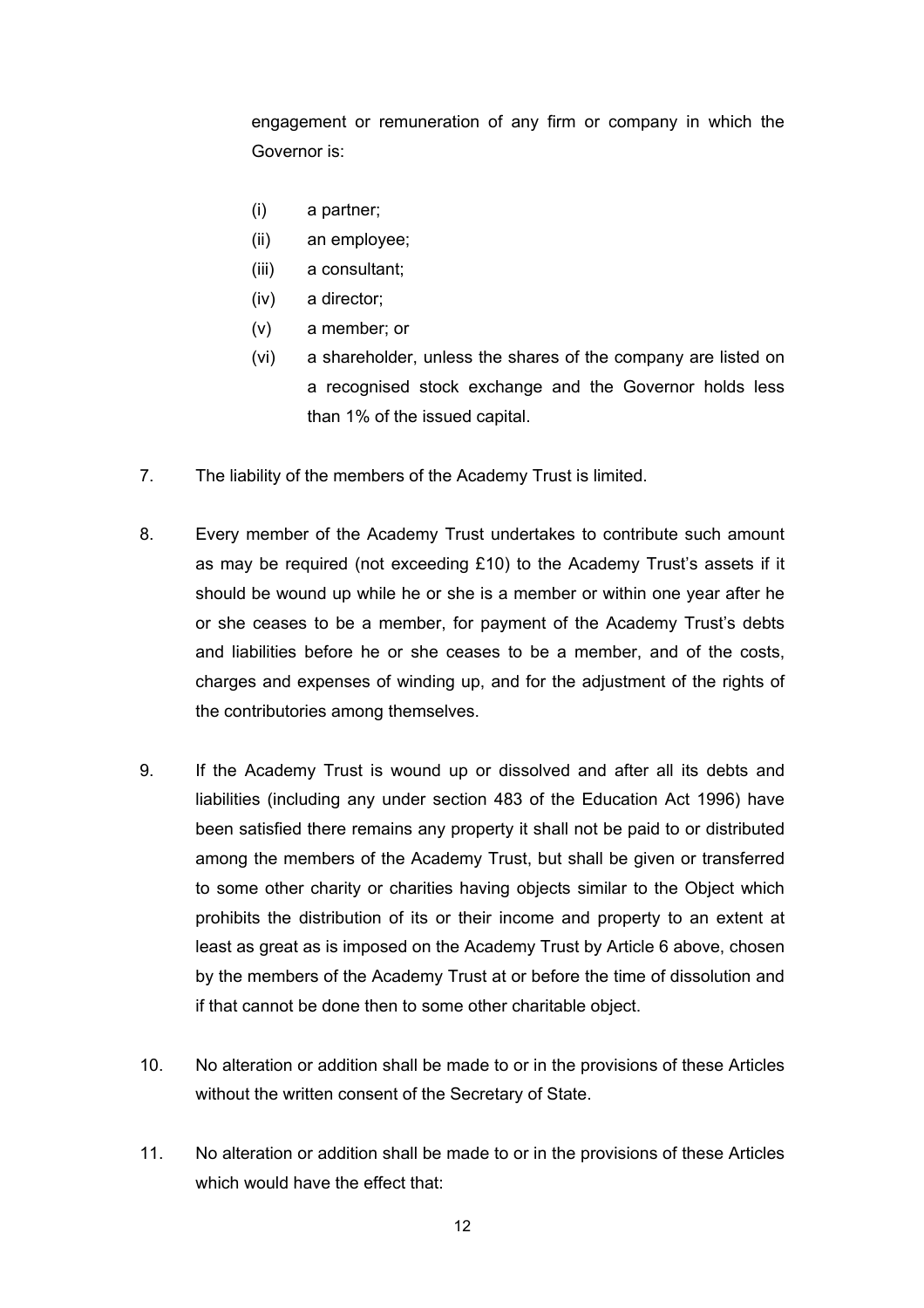engagement or remuneration of any firm or company in which the Governor is:

(i) a partner;
(ii) an employee;
(iii) a consultant;
(iv) a director;
(v) a member; or
(vi) a shareholder, unless the shares of the company are listed on a recognised stock exchange and the Governor holds less than 1% of the issued capital.

7. The liability of the members of the Academy Trust is limited.

8. Every member of the Academy Trust undertakes to contribute such amount as may be required (not exceeding £10) to the Academy Trust's assets if it should be wound up while he or she is a member or within one year after he or she ceases to be a member, for payment of the Academy Trust's debts and liabilities before he or she ceases to be a member, and of the costs, charges and expenses of winding up, and for the adjustment of the rights of the contributories among themselves.

9. If the Academy Trust is wound up or dissolved and after all its debts and liabilities (including any under section 483 of the Education Act 1996) have been satisfied there remains any property it shall not be paid to or distributed among the members of the Academy Trust, but shall be given or transferred to some other charity or charities having objects similar to the Object which prohibits the distribution of its or their income and property to an extent at least as great as is imposed on the Academy Trust by Article 6 above, chosen by the members of the Academy Trust at or before the time of dissolution and if that cannot be done then to some other charitable object.

10. No alteration or addition shall be made to or in the provisions of these Articles without the written consent of the Secretary of State.

11. No alteration or addition shall be made to or in the provisions of these Articles which would have the effect that: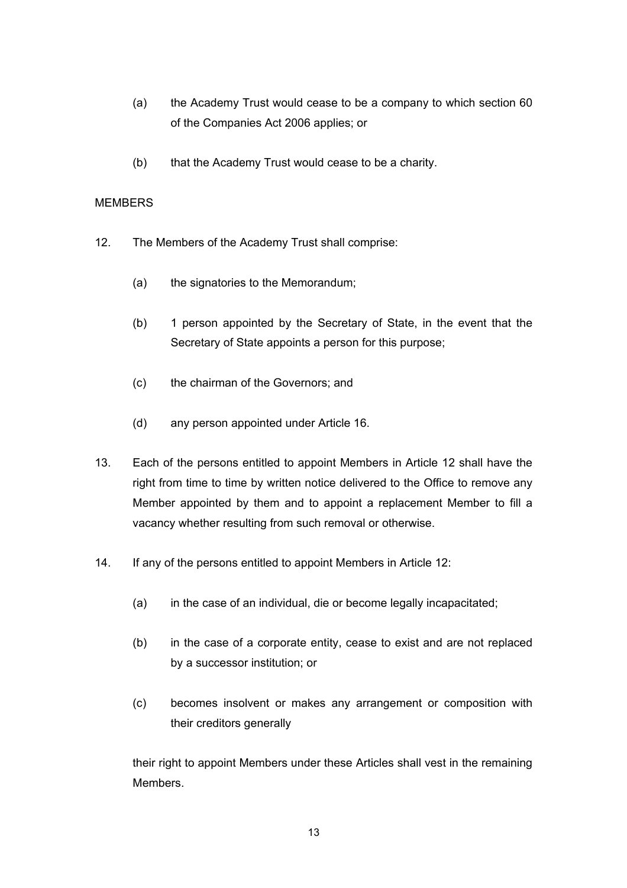(a) the Academy Trust would cease to be a company to which section 60 of the Companies Act 2006 applies; or

(b) that the Academy Trust would cease to be a charity.

MEMBERS

12. The Members of the Academy Trust shall comprise:

 (a) the signatories to the Memorandum;

 (b) 1 person appointed by the Secretary of State, in the event that the Secretary of State appoints a person for this purpose;

 (c) the chairman of the Governors; and

 (d) any person appointed under Article 16.

13. Each of the persons entitled to appoint Members in Article 12 shall have the right from time to time by written notice delivered to the Office to remove any Member appointed by them and to appoint a replacement Member to fill a vacancy whether resulting from such removal or otherwise.

14. If any of the persons entitled to appoint Members in Article 12:

 (a) in the case of an individual, die or become legally incapacitated;

 (b) in the case of a corporate entity, cease to exist and are not replaced by a successor institution; or

 (c) becomes insolvent or makes any arrangement or composition with their creditors generally

 their right to appoint Members under these Articles shall vest in the remaining Members.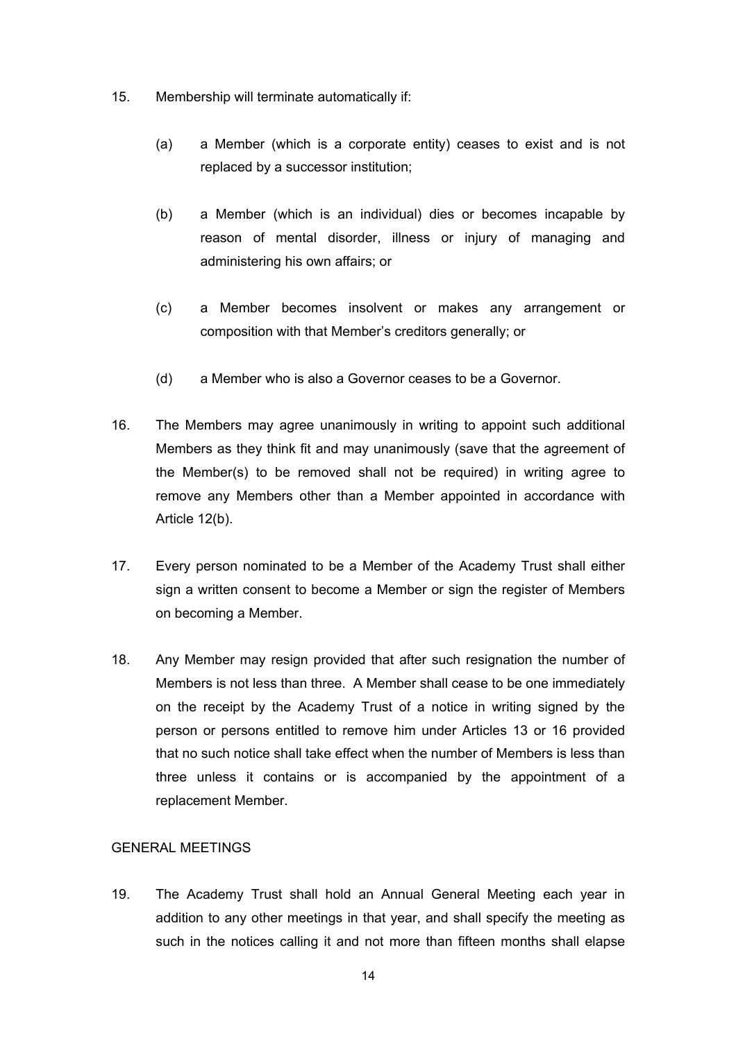15. Membership will terminate automatically if:

    (a) a Member (which is a corporate entity) ceases to exist and is not replaced by a successor institution;

    (b) a Member (which is an individual) dies or becomes incapable by reason of mental disorder, illness or injury of managing and administering his own affairs; or

    (c) a Member becomes insolvent or makes any arrangement or composition with that Member's creditors generally; or

    (d) a Member who is also a Governor ceases to be a Governor.

16. The Members may agree unanimously in writing to appoint such additional Members as they think fit and may unanimously (save that the agreement of the Member(s) to be removed shall not be required) in writing agree to remove any Members other than a Member appointed in accordance with Article 12(b).

17. Every person nominated to be a Member of the Academy Trust shall either sign a written consent to become a Member or sign the register of Members on becoming a Member.

18. Any Member may resign provided that after such resignation the number of Members is not less than three. A Member shall cease to be one immediately on the receipt by the Academy Trust of a notice in writing signed by the person or persons entitled to remove him under Articles 13 or 16 provided that no such notice shall take effect when the number of Members is less than three unless it contains or is accompanied by the appointment of a replacement Member.

GENERAL MEETINGS

19. The Academy Trust shall hold an Annual General Meeting each year in addition to any other meetings in that year, and shall specify the meeting as such in the notices calling it and not more than fifteen months shall elapse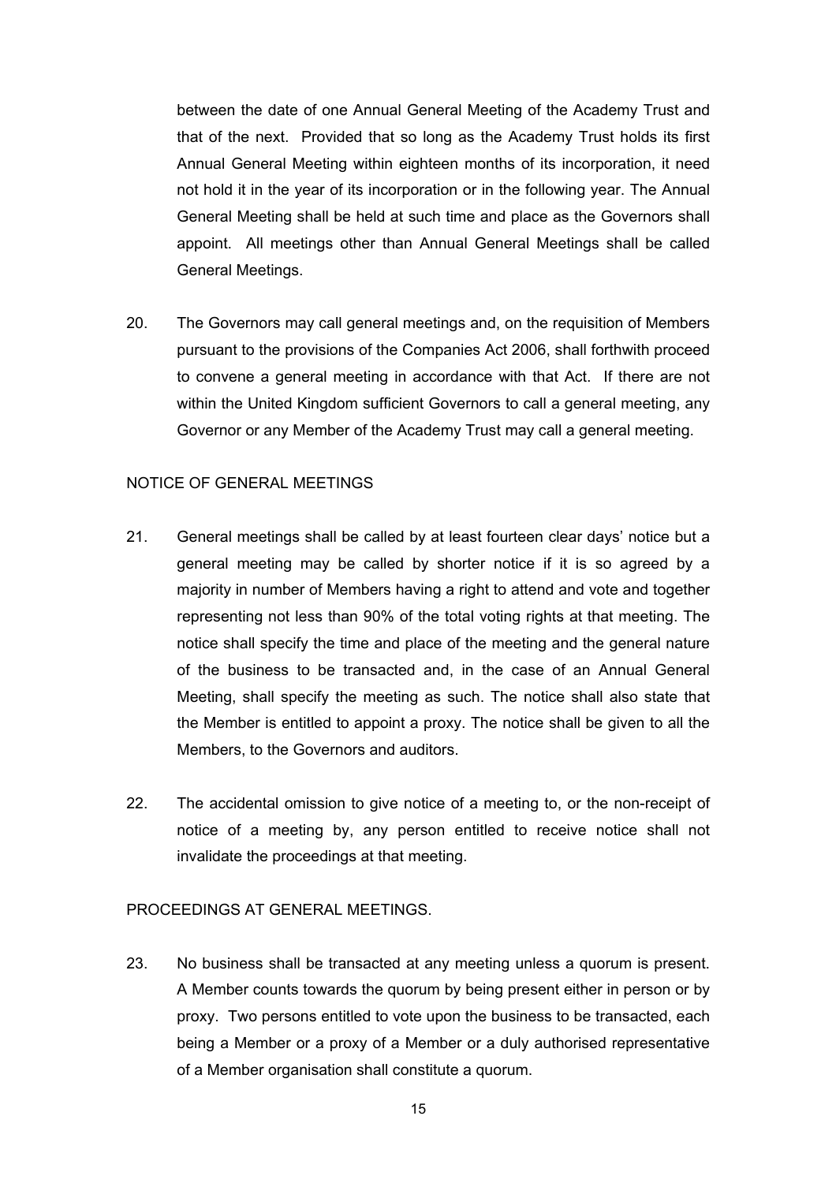between the date of one Annual General Meeting of the Academy Trust and that of the next. Provided that so long as the Academy Trust holds its first Annual General Meeting within eighteen months of its incorporation, it need not hold it in the year of its incorporation or in the following year. The Annual General Meeting shall be held at such time and place as the Governors shall appoint. All meetings other than Annual General Meetings shall be called General Meetings.

20. The Governors may call general meetings and, on the requisition of Members pursuant to the provisions of the Companies Act 2006, shall forthwith proceed to convene a general meeting in accordance with that Act. If there are not within the United Kingdom sufficient Governors to call a general meeting, any Governor or any Member of the Academy Trust may call a general meeting.

## NOTICE OF GENERAL MEETINGS

21. General meetings shall be called by at least fourteen clear days' notice but a general meeting may be called by shorter notice if it is so agreed by a majority in number of Members having a right to attend and vote and together representing not less than 90% of the total voting rights at that meeting. The notice shall specify the time and place of the meeting and the general nature of the business to be transacted and, in the case of an Annual General Meeting, shall specify the meeting as such. The notice shall also state that the Member is entitled to appoint a proxy. The notice shall be given to all the Members, to the Governors and auditors.

22. The accidental omission to give notice of a meeting to, or the non-receipt of notice of a meeting by, any person entitled to receive notice shall not invalidate the proceedings at that meeting.

## PROCEEDINGS AT GENERAL MEETINGS.

23. No business shall be transacted at any meeting unless a quorum is present. A Member counts towards the quorum by being present either in person or by proxy. Two persons entitled to vote upon the business to be transacted, each being a Member or a proxy of a Member or a duly authorised representative of a Member organisation shall constitute a quorum.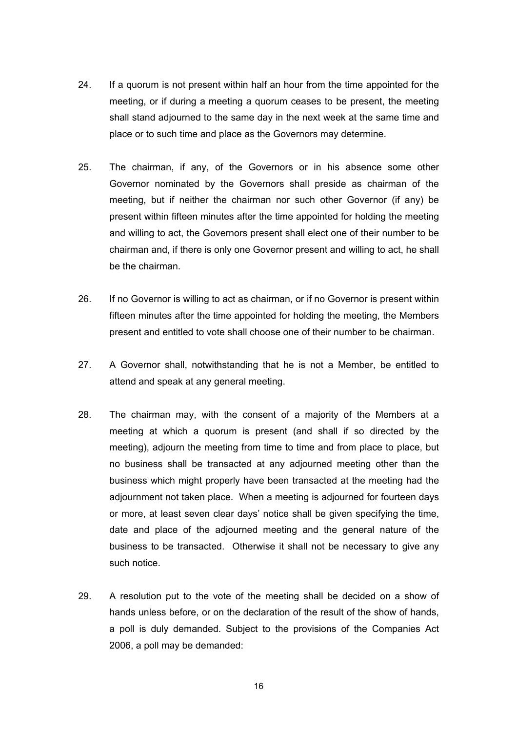24. If a quorum is not present within half an hour from the time appointed for the meeting, or if during a meeting a quorum ceases to be present, the meeting shall stand adjourned to the same day in the next week at the same time and place or to such time and place as the Governors may determine.

25. The chairman, if any, of the Governors or in his absence some other Governor nominated by the Governors shall preside as chairman of the meeting, but if neither the chairman nor such other Governor (if any) be present within fifteen minutes after the time appointed for holding the meeting and willing to act, the Governors present shall elect one of their number to be chairman and, if there is only one Governor present and willing to act, he shall be the chairman.

26. If no Governor is willing to act as chairman, or if no Governor is present within fifteen minutes after the time appointed for holding the meeting, the Members present and entitled to vote shall choose one of their number to be chairman.

27. A Governor shall, notwithstanding that he is not a Member, be entitled to attend and speak at any general meeting.

28. The chairman may, with the consent of a majority of the Members at a meeting at which a quorum is present (and shall if so directed by the meeting), adjourn the meeting from time to time and from place to place, but no business shall be transacted at any adjourned meeting other than the business which might properly have been transacted at the meeting had the adjournment not taken place. When a meeting is adjourned for fourteen days or more, at least seven clear days' notice shall be given specifying the time, date and place of the adjourned meeting and the general nature of the business to be transacted. Otherwise it shall not be necessary to give any such notice.

29. A resolution put to the vote of the meeting shall be decided on a show of hands unless before, or on the declaration of the result of the show of hands, a poll is duly demanded. Subject to the provisions of the Companies Act 2006, a poll may be demanded: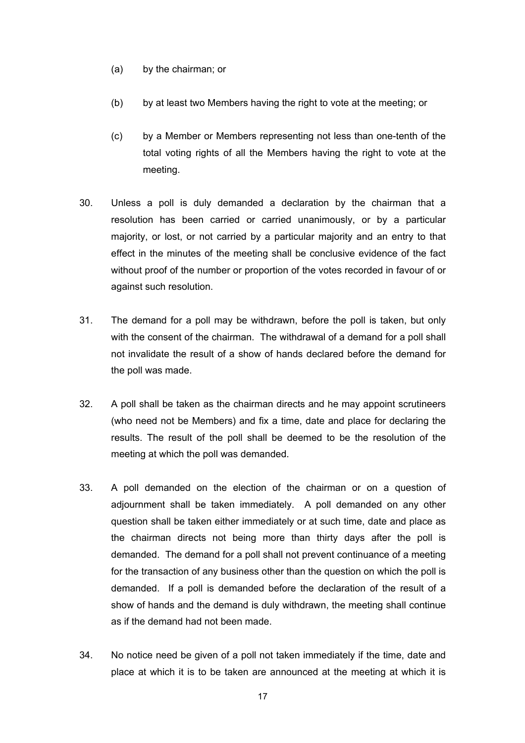(a) by the chairman; or

(b) by at least two Members having the right to vote at the meeting; or

(c) by a Member or Members representing not less than one-tenth of the total voting rights of all the Members having the right to vote at the meeting.

30. Unless a poll is duly demanded a declaration by the chairman that a resolution has been carried or carried unanimously, or by a particular majority, or lost, or not carried by a particular majority and an entry to that effect in the minutes of the meeting shall be conclusive evidence of the fact without proof of the number or proportion of the votes recorded in favour of or against such resolution.

31. The demand for a poll may be withdrawn, before the poll is taken, but only with the consent of the chairman. The withdrawal of a demand for a poll shall not invalidate the result of a show of hands declared before the demand for the poll was made.

32. A poll shall be taken as the chairman directs and he may appoint scrutineers (who need not be Members) and fix a time, date and place for declaring the results. The result of the poll shall be deemed to be the resolution of the meeting at which the poll was demanded.

33. A poll demanded on the election of the chairman or on a question of adjournment shall be taken immediately. A poll demanded on any other question shall be taken either immediately or at such time, date and place as the chairman directs not being more than thirty days after the poll is demanded. The demand for a poll shall not prevent continuance of a meeting for the transaction of any business other than the question on which the poll is demanded. If a poll is demanded before the declaration of the result of a show of hands and the demand is duly withdrawn, the meeting shall continue as if the demand had not been made.

34. No notice need be given of a poll not taken immediately if the time, date and place at which it is to be taken are announced at the meeting at which it is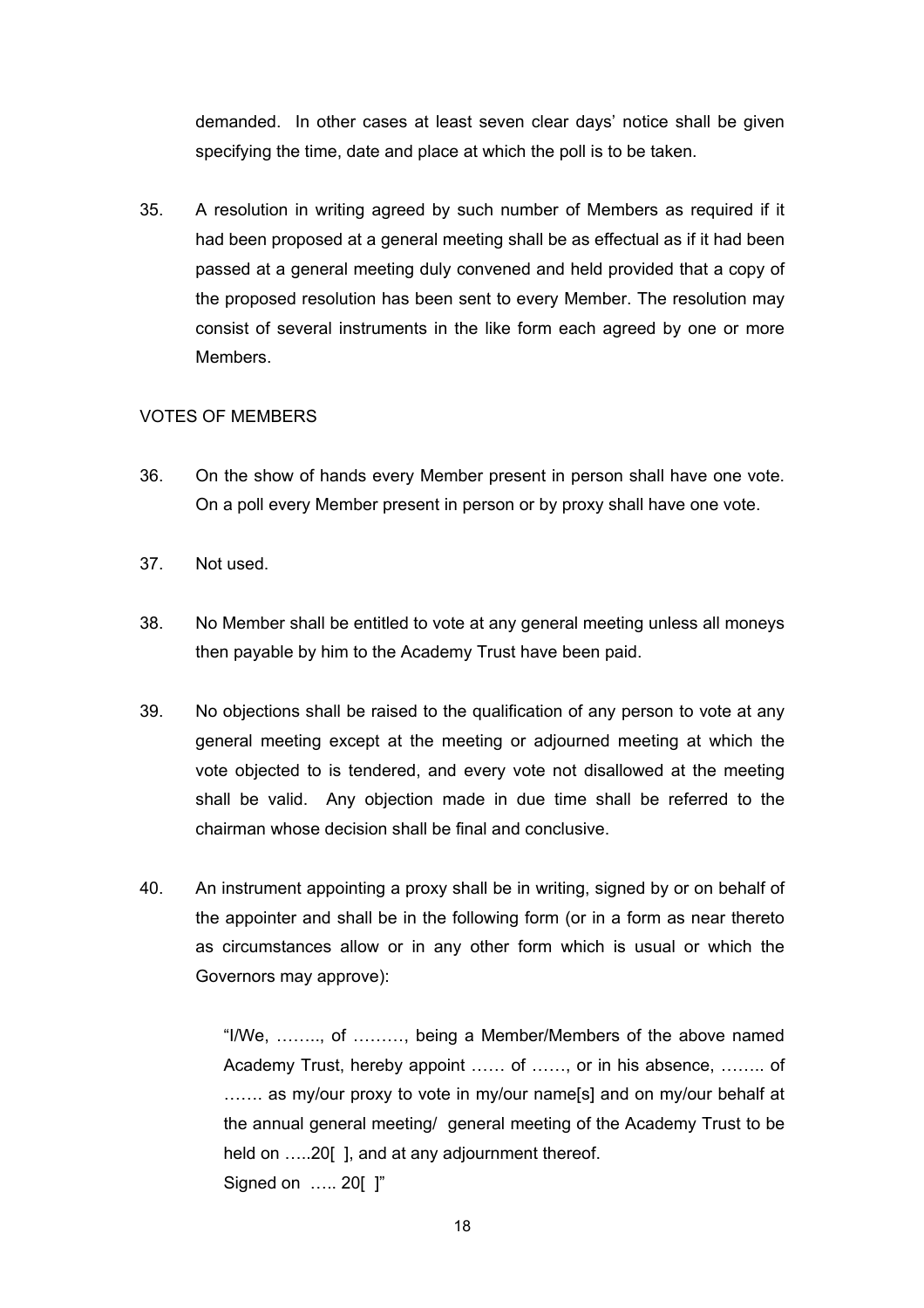demanded. In other cases at least seven clear days' notice shall be given specifying the time, date and place at which the poll is to be taken.

35. A resolution in writing agreed by such number of Members as required if it had been proposed at a general meeting shall be as effectual as if it had been passed at a general meeting duly convened and held provided that a copy of the proposed resolution has been sent to every Member. The resolution may consist of several instruments in the like form each agreed by one or more Members.

VOTES OF MEMBERS

36. On the show of hands every Member present in person shall have one vote. On a poll every Member present in person or by proxy shall have one vote.

37. Not used.

38. No Member shall be entitled to vote at any general meeting unless all moneys then payable by him to the Academy Trust have been paid.

39. No objections shall be raised to the qualification of any person to vote at any general meeting except at the meeting or adjourned meeting at which the vote objected to is tendered, and every vote not disallowed at the meeting shall be valid. Any objection made in due time shall be referred to the chairman whose decision shall be final and conclusive.

40. An instrument appointing a proxy shall be in writing, signed by or on behalf of the appointer and shall be in the following form (or in a form as near thereto as circumstances allow or in any other form which is usual or which the Governors may approve):

> "I/We, …….., of ………, being a Member/Members of the above named Academy Trust, hereby appoint …… of ……, or in his absence, …….. of ……. as my/our proxy to vote in my/our name[s] and on my/our behalf at the annual general meeting/ general meeting of the Academy Trust to be held on …..20[ ], and at any adjournment thereof.
> Signed on ….. 20[ ]"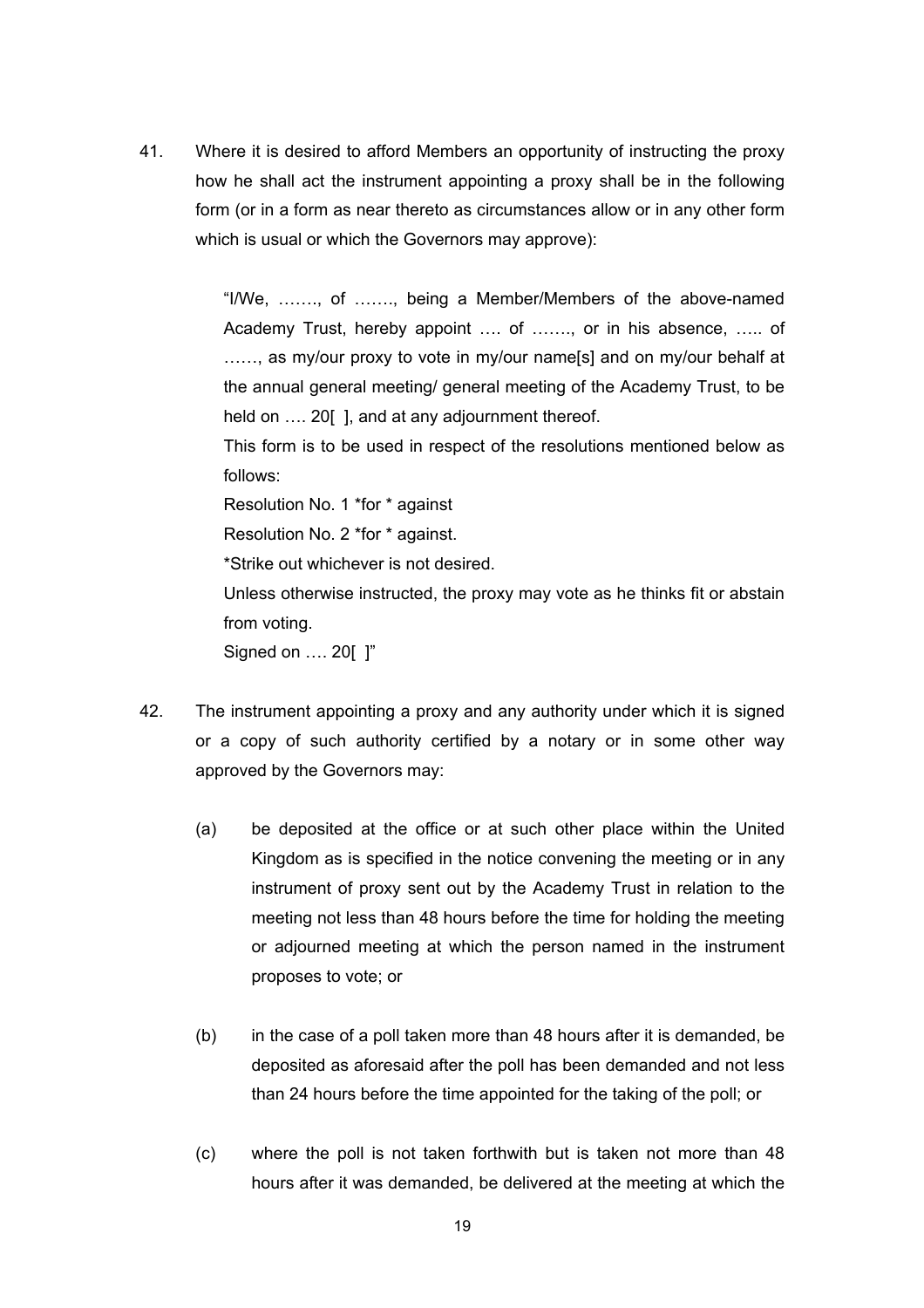41. Where it is desired to afford Members an opportunity of instructing the proxy how he shall act the instrument appointing a proxy shall be in the following form (or in a form as near thereto as circumstances allow or in any other form which is usual or which the Governors may approve):

   "I/We, ……., of ……., being a Member/Members of the above-named Academy Trust, hereby appoint …. of ……., or in his absence, ….. of ……, as my/our proxy to vote in my/our name[s] and on my/our behalf at the annual general meeting/ general meeting of the Academy Trust, to be held on …. 20[ ], and at any adjournment thereof.

   This form is to be used in respect of the resolutions mentioned below as follows:

   Resolution No. 1 *for * against

   Resolution No. 2 *for * against.

   *Strike out whichever is not desired.

   Unless otherwise instructed, the proxy may vote as he thinks fit or abstain from voting.

   Signed on …. 20[ ]"

42. The instrument appointing a proxy and any authority under which it is signed or a copy of such authority certified by a notary or in some other way approved by the Governors may:

   (a) be deposited at the office or at such other place within the United Kingdom as is specified in the notice convening the meeting or in any instrument of proxy sent out by the Academy Trust in relation to the meeting not less than 48 hours before the time for holding the meeting or adjourned meeting at which the person named in the instrument proposes to vote; or

   (b) in the case of a poll taken more than 48 hours after it is demanded, be deposited as aforesaid after the poll has been demanded and not less than 24 hours before the time appointed for the taking of the poll; or

   (c) where the poll is not taken forthwith but is taken not more than 48 hours after it was demanded, be delivered at the meeting at which the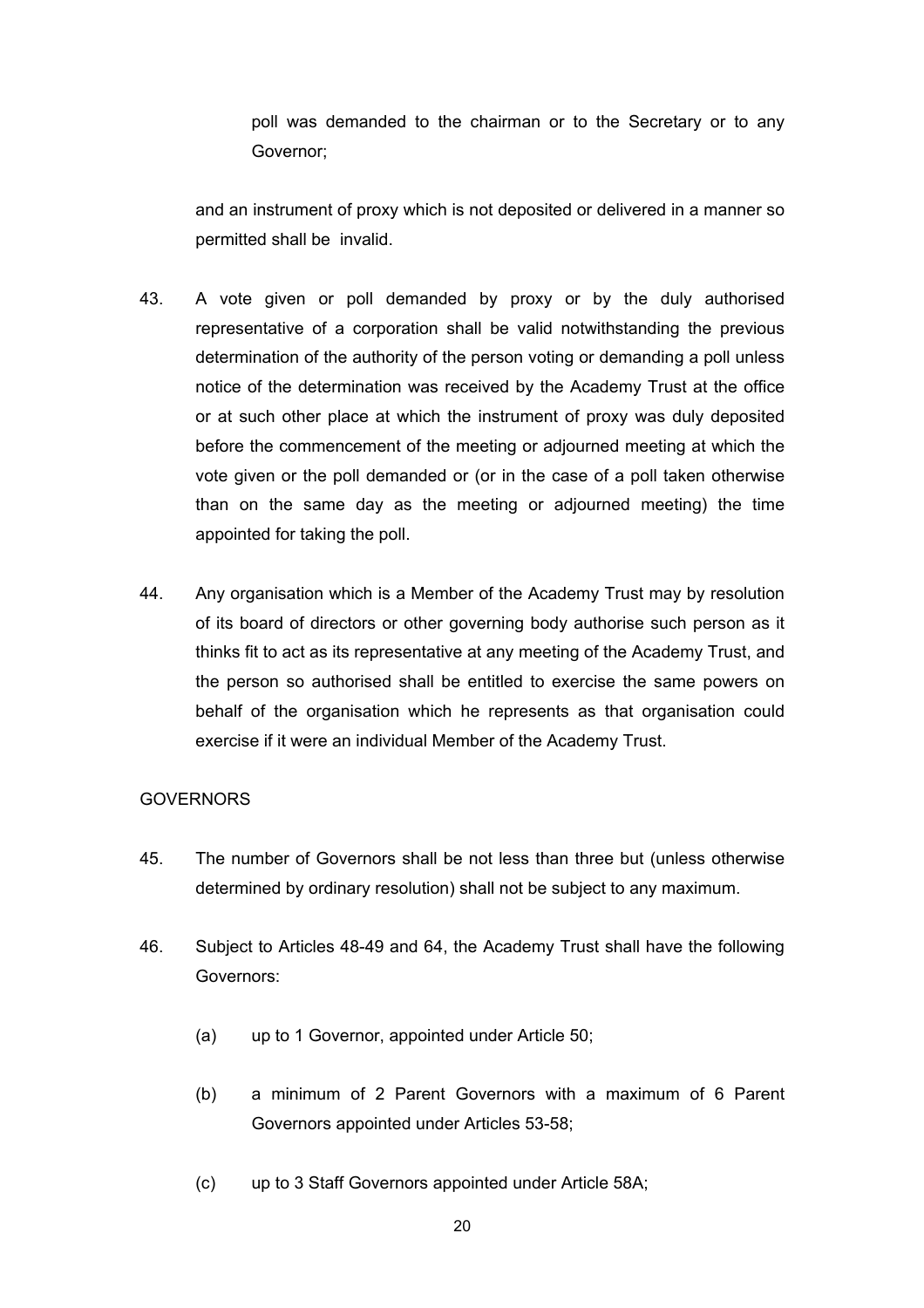poll was demanded to the chairman or to the Secretary or to any Governor;

and an instrument of proxy which is not deposited or delivered in a manner so permitted shall be invalid.

43. A vote given or poll demanded by proxy or by the duly authorised representative of a corporation shall be valid notwithstanding the previous determination of the authority of the person voting or demanding a poll unless notice of the determination was received by the Academy Trust at the office or at such other place at which the instrument of proxy was duly deposited before the commencement of the meeting or adjourned meeting at which the vote given or the poll demanded or (or in the case of a poll taken otherwise than on the same day as the meeting or adjourned meeting) the time appointed for taking the poll.

44. Any organisation which is a Member of the Academy Trust may by resolution of its board of directors or other governing body authorise such person as it thinks fit to act as its representative at any meeting of the Academy Trust, and the person so authorised shall be entitled to exercise the same powers on behalf of the organisation which he represents as that organisation could exercise if it were an individual Member of the Academy Trust.

GOVERNORS

45. The number of Governors shall be not less than three but (unless otherwise determined by ordinary resolution) shall not be subject to any maximum.

46. Subject to Articles 48-49 and 64, the Academy Trust shall have the following Governors:

    (a) up to 1 Governor, appointed under Article 50;

    (b) a minimum of 2 Parent Governors with a maximum of 6 Parent Governors appointed under Articles 53-58;

    (c) up to 3 Staff Governors appointed under Article 58A;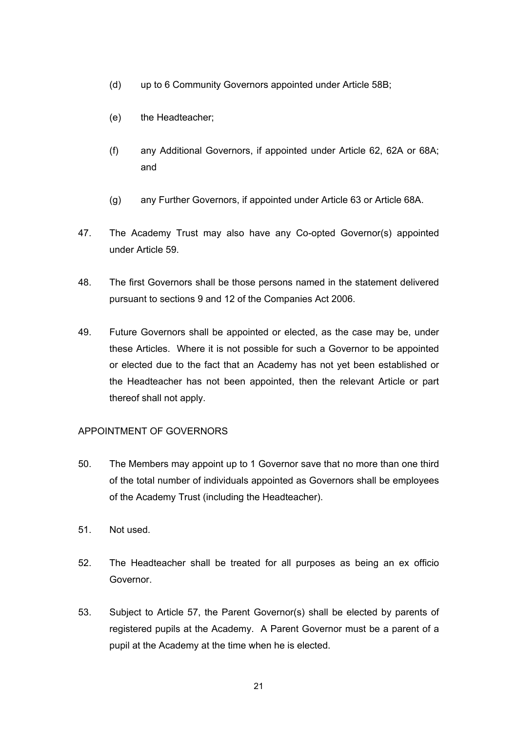(d) up to 6 Community Governors appointed under Article 58B;

(e) the Headteacher;

(f) any Additional Governors, if appointed under Article 62, 62A or 68A; and

(g) any Further Governors, if appointed under Article 63 or Article 68A.

47. The Academy Trust may also have any Co-opted Governor(s) appointed under Article 59.

48. The first Governors shall be those persons named in the statement delivered pursuant to sections 9 and 12 of the Companies Act 2006.

49. Future Governors shall be appointed or elected, as the case may be, under these Articles. Where it is not possible for such a Governor to be appointed or elected due to the fact that an Academy has not yet been established or the Headteacher has not been appointed, then the relevant Article or part thereof shall not apply.

APPOINTMENT OF GOVERNORS

50. The Members may appoint up to 1 Governor save that no more than one third of the total number of individuals appointed as Governors shall be employees of the Academy Trust (including the Headteacher).

51. Not used.

52. The Headteacher shall be treated for all purposes as being an ex officio Governor.

53. Subject to Article 57, the Parent Governor(s) shall be elected by parents of registered pupils at the Academy. A Parent Governor must be a parent of a pupil at the Academy at the time when he is elected.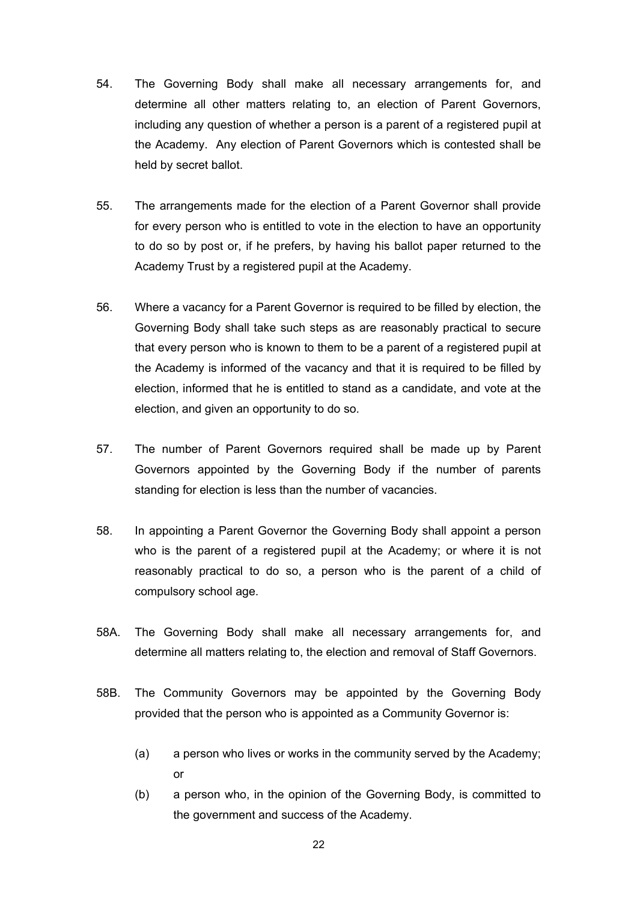54. The Governing Body shall make all necessary arrangements for, and determine all other matters relating to, an election of Parent Governors, including any question of whether a person is a parent of a registered pupil at the Academy. Any election of Parent Governors which is contested shall be held by secret ballot.

55. The arrangements made for the election of a Parent Governor shall provide for every person who is entitled to vote in the election to have an opportunity to do so by post or, if he prefers, by having his ballot paper returned to the Academy Trust by a registered pupil at the Academy.

56. Where a vacancy for a Parent Governor is required to be filled by election, the Governing Body shall take such steps as are reasonably practical to secure that every person who is known to them to be a parent of a registered pupil at the Academy is informed of the vacancy and that it is required to be filled by election, informed that he is entitled to stand as a candidate, and vote at the election, and given an opportunity to do so.

57. The number of Parent Governors required shall be made up by Parent Governors appointed by the Governing Body if the number of parents standing for election is less than the number of vacancies.

58. In appointing a Parent Governor the Governing Body shall appoint a person who is the parent of a registered pupil at the Academy; or where it is not reasonably practical to do so, a person who is the parent of a child of compulsory school age.

58A. The Governing Body shall make all necessary arrangements for, and determine all matters relating to, the election and removal of Staff Governors.

58B. The Community Governors may be appointed by the Governing Body provided that the person who is appointed as a Community Governor is:

   (a) a person who lives or works in the community served by the Academy; or

   (b) a person who, in the opinion of the Governing Body, is committed to the government and success of the Academy.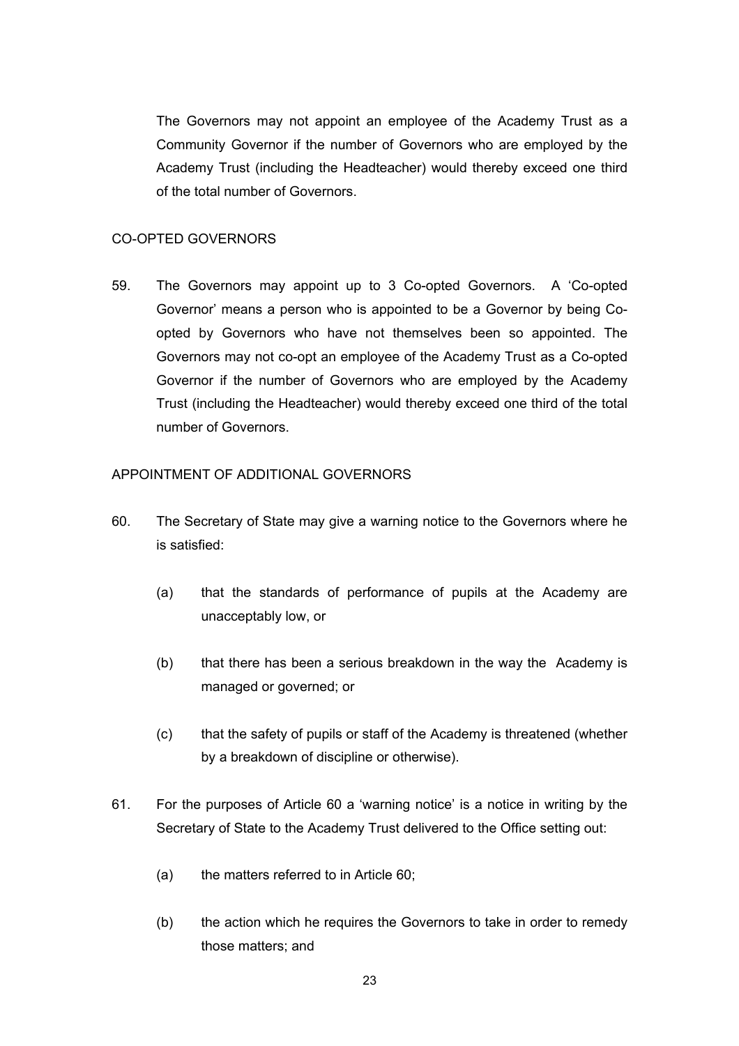The Governors may not appoint an employee of the Academy Trust as a Community Governor if the number of Governors who are employed by the Academy Trust (including the Headteacher) would thereby exceed one third of the total number of Governors.

CO-OPTED GOVERNORS

59. The Governors may appoint up to 3 Co-opted Governors. A 'Co-opted Governor' means a person who is appointed to be a Governor by being Co-opted by Governors who have not themselves been so appointed. The Governors may not co-opt an employee of the Academy Trust as a Co-opted Governor if the number of Governors who are employed by the Academy Trust (including the Headteacher) would thereby exceed one third of the total number of Governors.

APPOINTMENT OF ADDITIONAL GOVERNORS

60. The Secretary of State may give a warning notice to the Governors where he is satisfied:

   (a) that the standards of performance of pupils at the Academy are unacceptably low, or

   (b) that there has been a serious breakdown in the way the Academy is managed or governed; or

   (c) that the safety of pupils or staff of the Academy is threatened (whether by a breakdown of discipline or otherwise).

61. For the purposes of Article 60 a 'warning notice' is a notice in writing by the Secretary of State to the Academy Trust delivered to the Office setting out:

   (a) the matters referred to in Article 60;

   (b) the action which he requires the Governors to take in order to remedy those matters; and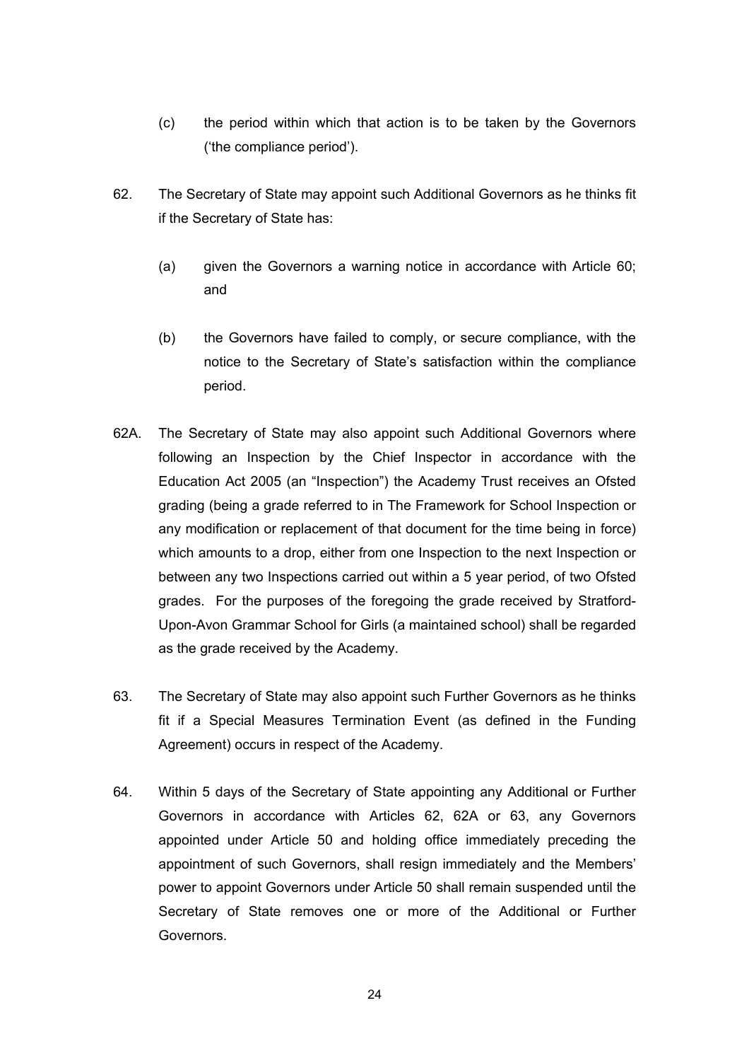(c) the period within which that action is to be taken by the Governors ('the compliance period').

62. The Secretary of State may appoint such Additional Governors as he thinks fit if the Secretary of State has:

   (a) given the Governors a warning notice in accordance with Article 60; and

   (b) the Governors have failed to comply, or secure compliance, with the notice to the Secretary of State's satisfaction within the compliance period.

62A. The Secretary of State may also appoint such Additional Governors where following an Inspection by the Chief Inspector in accordance with the Education Act 2005 (an "Inspection") the Academy Trust receives an Ofsted grading (being a grade referred to in The Framework for School Inspection or any modification or replacement of that document for the time being in force) which amounts to a drop, either from one Inspection to the next Inspection or between any two Inspections carried out within a 5 year period, of two Ofsted grades. For the purposes of the foregoing the grade received by Stratford-Upon-Avon Grammar School for Girls (a maintained school) shall be regarded as the grade received by the Academy.

63. The Secretary of State may also appoint such Further Governors as he thinks fit if a Special Measures Termination Event (as defined in the Funding Agreement) occurs in respect of the Academy.

64. Within 5 days of the Secretary of State appointing any Additional or Further Governors in accordance with Articles 62, 62A or 63, any Governors appointed under Article 50 and holding office immediately preceding the appointment of such Governors, shall resign immediately and the Members' power to appoint Governors under Article 50 shall remain suspended until the Secretary of State removes one or more of the Additional or Further Governors.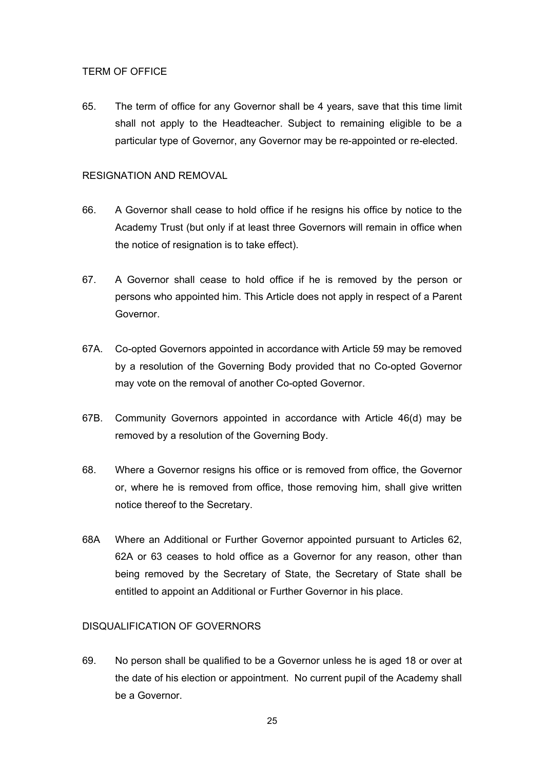## TERM OF OFFICE

65. The term of office for any Governor shall be 4 years, save that this time limit shall not apply to the Headteacher. Subject to remaining eligible to be a particular type of Governor, any Governor may be re-appointed or re-elected.

## RESIGNATION AND REMOVAL

66. A Governor shall cease to hold office if he resigns his office by notice to the Academy Trust (but only if at least three Governors will remain in office when the notice of resignation is to take effect).

67. A Governor shall cease to hold office if he is removed by the person or persons who appointed him. This Article does not apply in respect of a Parent Governor.

67A. Co-opted Governors appointed in accordance with Article 59 may be removed by a resolution of the Governing Body provided that no Co-opted Governor may vote on the removal of another Co-opted Governor.

67B. Community Governors appointed in accordance with Article 46(d) may be removed by a resolution of the Governing Body.

68. Where a Governor resigns his office or is removed from office, the Governor or, where he is removed from office, those removing him, shall give written notice thereof to the Secretary.

68A Where an Additional or Further Governor appointed pursuant to Articles 62, 62A or 63 ceases to hold office as a Governor for any reason, other than being removed by the Secretary of State, the Secretary of State shall be entitled to appoint an Additional or Further Governor in his place.

## DISQUALIFICATION OF GOVERNORS

69. No person shall be qualified to be a Governor unless he is aged 18 or over at the date of his election or appointment. No current pupil of the Academy shall be a Governor.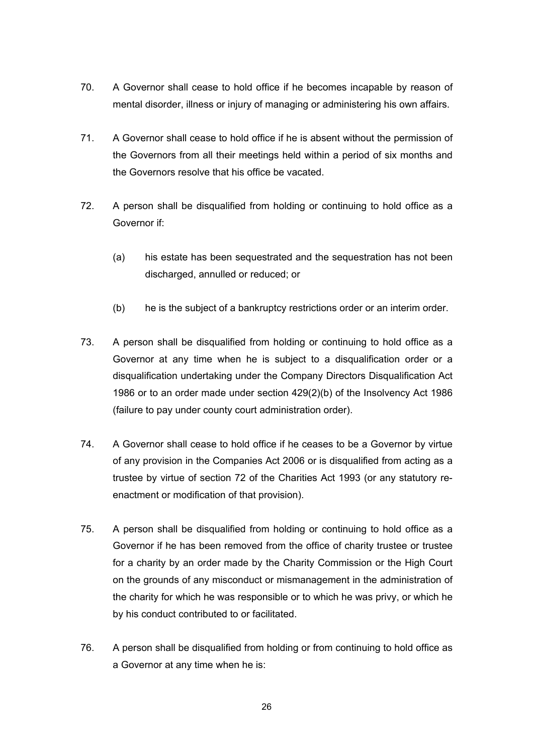70. A Governor shall cease to hold office if he becomes incapable by reason of mental disorder, illness or injury of managing or administering his own affairs.

71. A Governor shall cease to hold office if he is absent without the permission of the Governors from all their meetings held within a period of six months and the Governors resolve that his office be vacated.

72. A person shall be disqualified from holding or continuing to hold office as a Governor if:

    (a) his estate has been sequestrated and the sequestration has not been discharged, annulled or reduced; or

    (b) he is the subject of a bankruptcy restrictions order or an interim order.

73. A person shall be disqualified from holding or continuing to hold office as a Governor at any time when he is subject to a disqualification order or a disqualification undertaking under the Company Directors Disqualification Act 1986 or to an order made under section 429(2)(b) of the Insolvency Act 1986 (failure to pay under county court administration order).

74. A Governor shall cease to hold office if he ceases to be a Governor by virtue of any provision in the Companies Act 2006 or is disqualified from acting as a trustee by virtue of section 72 of the Charities Act 1993 (or any statutory re-enactment or modification of that provision).

75. A person shall be disqualified from holding or continuing to hold office as a Governor if he has been removed from the office of charity trustee or trustee for a charity by an order made by the Charity Commission or the High Court on the grounds of any misconduct or mismanagement in the administration of the charity for which he was responsible or to which he was privy, or which he by his conduct contributed to or facilitated.

76. A person shall be disqualified from holding or from continuing to hold office as a Governor at any time when he is: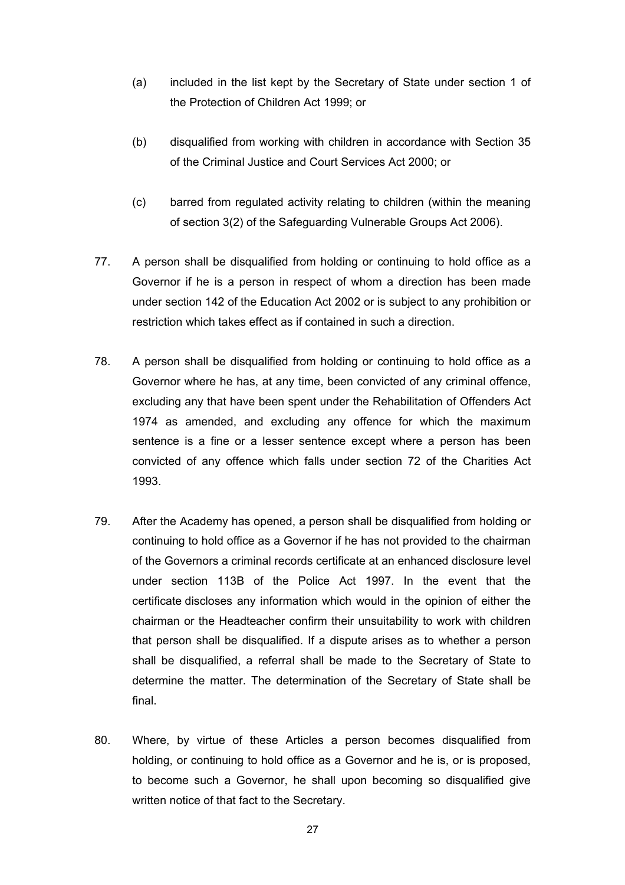(a) included in the list kept by the Secretary of State under section 1 of the Protection of Children Act 1999; or

(b) disqualified from working with children in accordance with Section 35 of the Criminal Justice and Court Services Act 2000; or

(c) barred from regulated activity relating to children (within the meaning of section 3(2) of the Safeguarding Vulnerable Groups Act 2006).

77. A person shall be disqualified from holding or continuing to hold office as a Governor if he is a person in respect of whom a direction has been made under section 142 of the Education Act 2002 or is subject to any prohibition or restriction which takes effect as if contained in such a direction.

78. A person shall be disqualified from holding or continuing to hold office as a Governor where he has, at any time, been convicted of any criminal offence, excluding any that have been spent under the Rehabilitation of Offenders Act 1974 as amended, and excluding any offence for which the maximum sentence is a fine or a lesser sentence except where a person has been convicted of any offence which falls under section 72 of the Charities Act 1993.

79. After the Academy has opened, a person shall be disqualified from holding or continuing to hold office as a Governor if he has not provided to the chairman of the Governors a criminal records certificate at an enhanced disclosure level under section 113B of the Police Act 1997. In the event that the certificate discloses any information which would in the opinion of either the chairman or the Headteacher confirm their unsuitability to work with children that person shall be disqualified. If a dispute arises as to whether a person shall be disqualified, a referral shall be made to the Secretary of State to determine the matter. The determination of the Secretary of State shall be final.

80. Where, by virtue of these Articles a person becomes disqualified from holding, or continuing to hold office as a Governor and he is, or is proposed, to become such a Governor, he shall upon becoming so disqualified give written notice of that fact to the Secretary.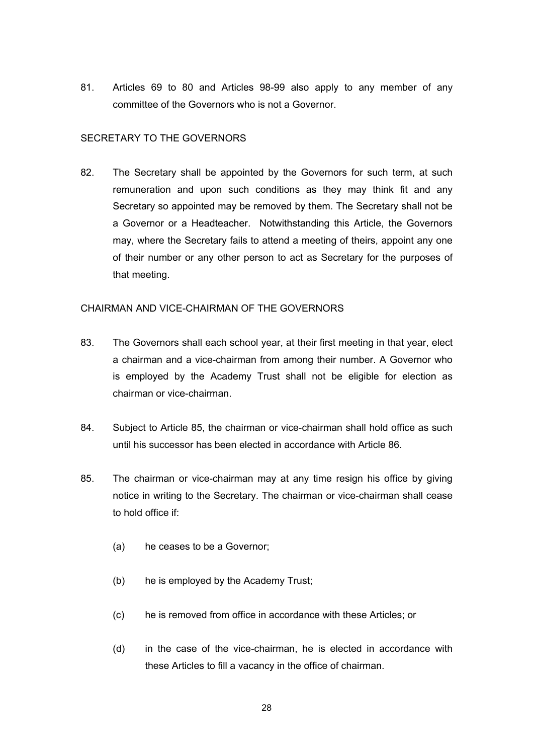81. Articles 69 to 80 and Articles 98-99 also apply to any member of any committee of the Governors who is not a Governor.

## SECRETARY TO THE GOVERNORS

82. The Secretary shall be appointed by the Governors for such term, at such remuneration and upon such conditions as they may think fit and any Secretary so appointed may be removed by them. The Secretary shall not be a Governor or a Headteacher. Notwithstanding this Article, the Governors may, where the Secretary fails to attend a meeting of theirs, appoint any one of their number or any other person to act as Secretary for the purposes of that meeting.

## CHAIRMAN AND VICE-CHAIRMAN OF THE GOVERNORS

83. The Governors shall each school year, at their first meeting in that year, elect a chairman and a vice-chairman from among their number. A Governor who is employed by the Academy Trust shall not be eligible for election as chairman or vice-chairman.

84. Subject to Article 85, the chairman or vice-chairman shall hold office as such until his successor has been elected in accordance with Article 86.

85. The chairman or vice-chairman may at any time resign his office by giving notice in writing to the Secretary. The chairman or vice-chairman shall cease to hold office if:

    (a) he ceases to be a Governor;

    (b) he is employed by the Academy Trust;

    (c) he is removed from office in accordance with these Articles; or

    (d) in the case of the vice-chairman, he is elected in accordance with these Articles to fill a vacancy in the office of chairman.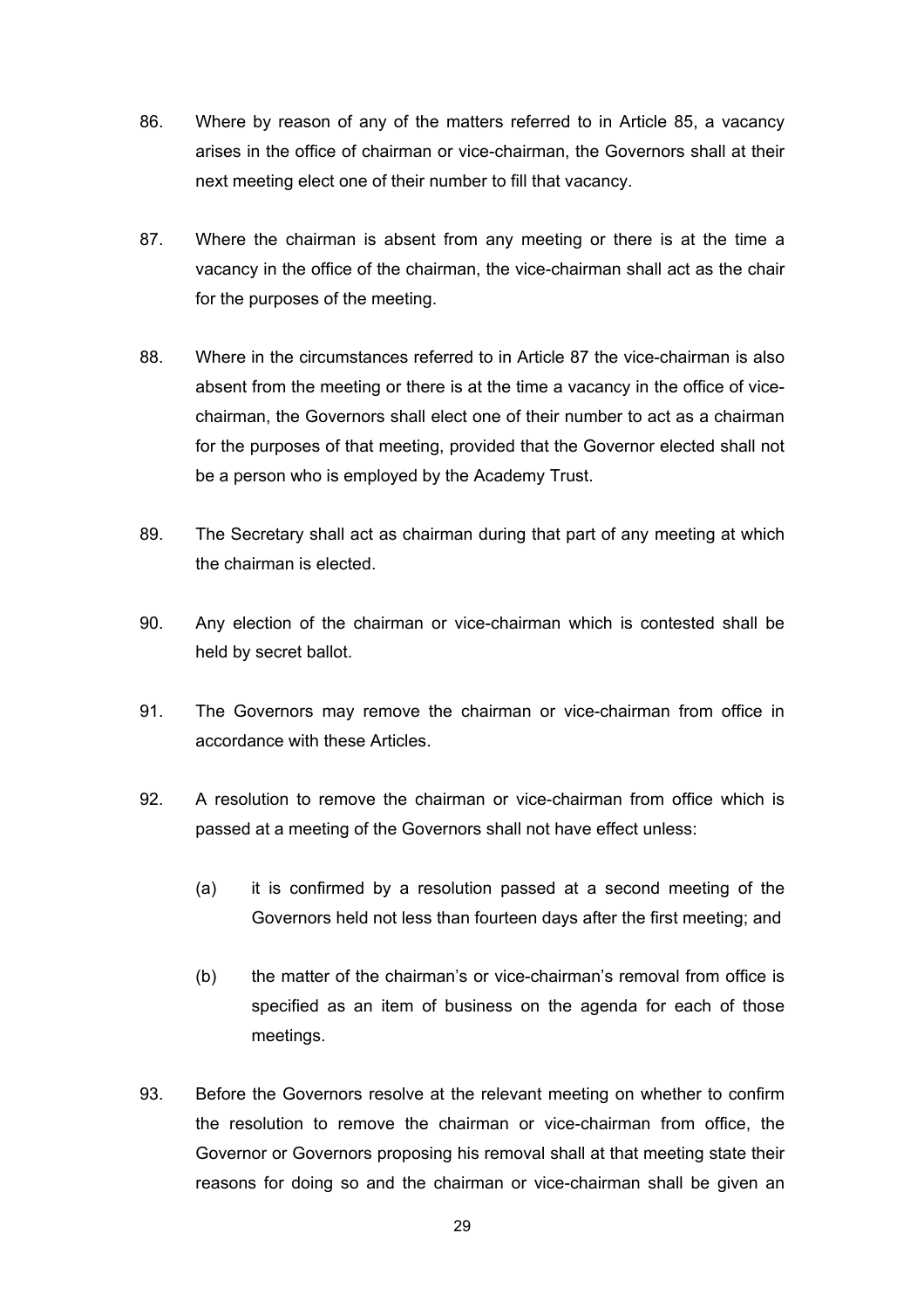86. Where by reason of any of the matters referred to in Article 85, a vacancy arises in the office of chairman or vice-chairman, the Governors shall at their next meeting elect one of their number to fill that vacancy.

87. Where the chairman is absent from any meeting or there is at the time a vacancy in the office of the chairman, the vice-chairman shall act as the chair for the purposes of the meeting.

88. Where in the circumstances referred to in Article 87 the vice-chairman is also absent from the meeting or there is at the time a vacancy in the office of vice-chairman, the Governors shall elect one of their number to act as a chairman for the purposes of that meeting, provided that the Governor elected shall not be a person who is employed by the Academy Trust.

89. The Secretary shall act as chairman during that part of any meeting at which the chairman is elected.

90. Any election of the chairman or vice-chairman which is contested shall be held by secret ballot.

91. The Governors may remove the chairman or vice-chairman from office in accordance with these Articles.

92. A resolution to remove the chairman or vice-chairman from office which is passed at a meeting of the Governors shall not have effect unless:

    (a) it is confirmed by a resolution passed at a second meeting of the Governors held not less than fourteen days after the first meeting; and

    (b) the matter of the chairman's or vice-chairman's removal from office is specified as an item of business on the agenda for each of those meetings.

93. Before the Governors resolve at the relevant meeting on whether to confirm the resolution to remove the chairman or vice-chairman from office, the Governor or Governors proposing his removal shall at that meeting state their reasons for doing so and the chairman or vice-chairman shall be given an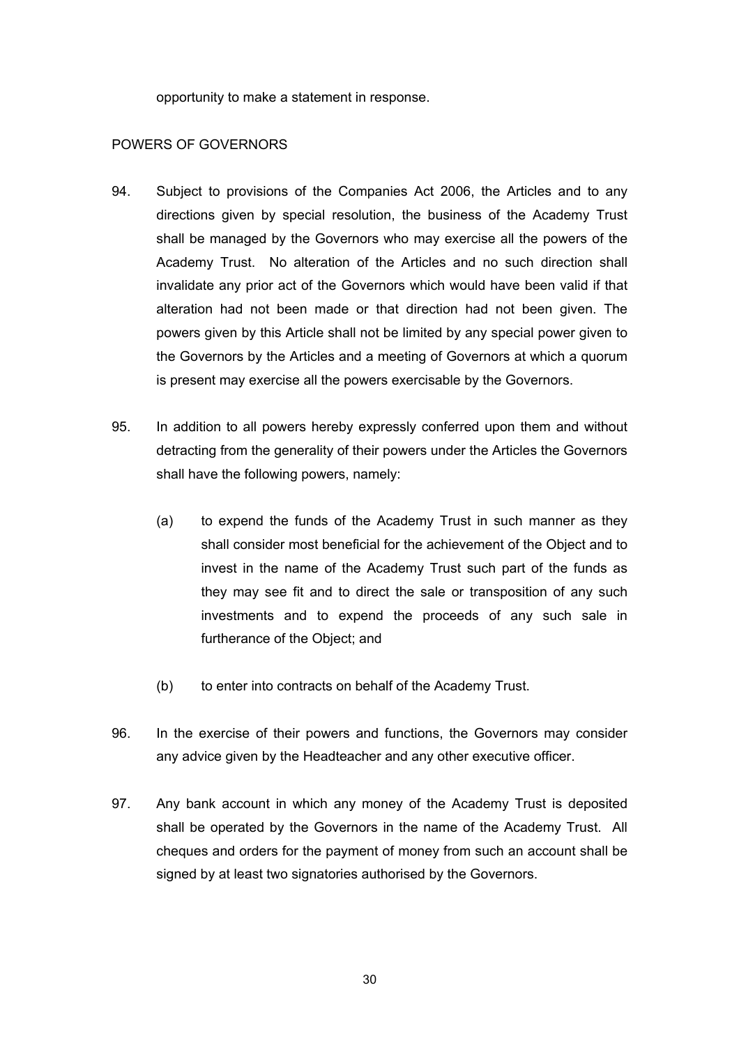opportunity to make a statement in response.

## POWERS OF GOVERNORS

94. Subject to provisions of the Companies Act 2006, the Articles and to any directions given by special resolution, the business of the Academy Trust shall be managed by the Governors who may exercise all the powers of the Academy Trust. No alteration of the Articles and no such direction shall invalidate any prior act of the Governors which would have been valid if that alteration had not been made or that direction had not been given. The powers given by this Article shall not be limited by any special power given to the Governors by the Articles and a meeting of Governors at which a quorum is present may exercise all the powers exercisable by the Governors.

95. In addition to all powers hereby expressly conferred upon them and without detracting from the generality of their powers under the Articles the Governors shall have the following powers, namely:

    (a) to expend the funds of the Academy Trust in such manner as they shall consider most beneficial for the achievement of the Object and to invest in the name of the Academy Trust such part of the funds as they may see fit and to direct the sale or transposition of any such investments and to expend the proceeds of any such sale in furtherance of the Object; and

    (b) to enter into contracts on behalf of the Academy Trust.

96. In the exercise of their powers and functions, the Governors may consider any advice given by the Headteacher and any other executive officer.

97. Any bank account in which any money of the Academy Trust is deposited shall be operated by the Governors in the name of the Academy Trust. All cheques and orders for the payment of money from such an account shall be signed by at least two signatories authorised by the Governors.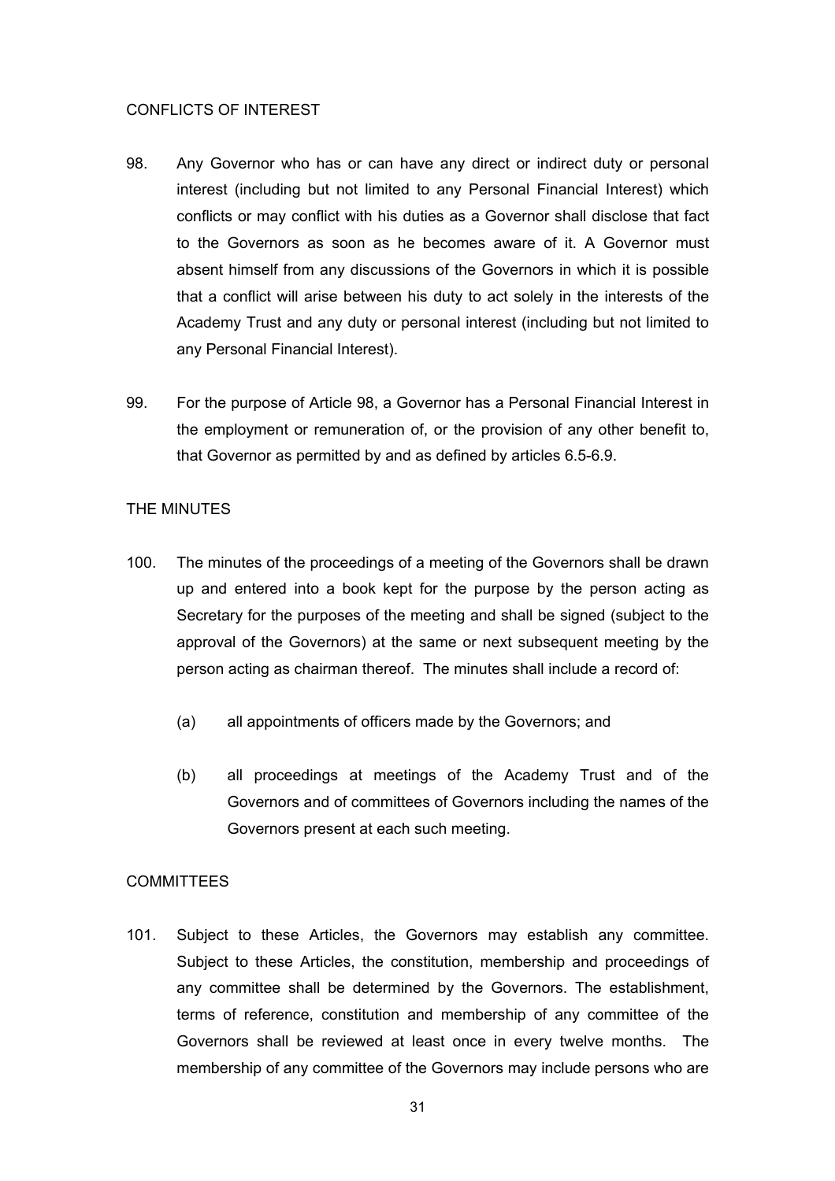## CONFLICTS OF INTEREST

98. Any Governor who has or can have any direct or indirect duty or personal interest (including but not limited to any Personal Financial Interest) which conflicts or may conflict with his duties as a Governor shall disclose that fact to the Governors as soon as he becomes aware of it. A Governor must absent himself from any discussions of the Governors in which it is possible that a conflict will arise between his duty to act solely in the interests of the Academy Trust and any duty or personal interest (including but not limited to any Personal Financial Interest).

99. For the purpose of Article 98, a Governor has a Personal Financial Interest in the employment or remuneration of, or the provision of any other benefit to, that Governor as permitted by and as defined by articles 6.5-6.9.

## THE MINUTES

100. The minutes of the proceedings of a meeting of the Governors shall be drawn up and entered into a book kept for the purpose by the person acting as Secretary for the purposes of the meeting and shall be signed (subject to the approval of the Governors) at the same or next subsequent meeting by the person acting as chairman thereof. The minutes shall include a record of:

    (a) all appointments of officers made by the Governors; and

    (b) all proceedings at meetings of the Academy Trust and of the Governors and of committees of Governors including the names of the Governors present at each such meeting.

## COMMITTEES

101. Subject to these Articles, the Governors may establish any committee. Subject to these Articles, the constitution, membership and proceedings of any committee shall be determined by the Governors. The establishment, terms of reference, constitution and membership of any committee of the Governors shall be reviewed at least once in every twelve months. The membership of any committee of the Governors may include persons who are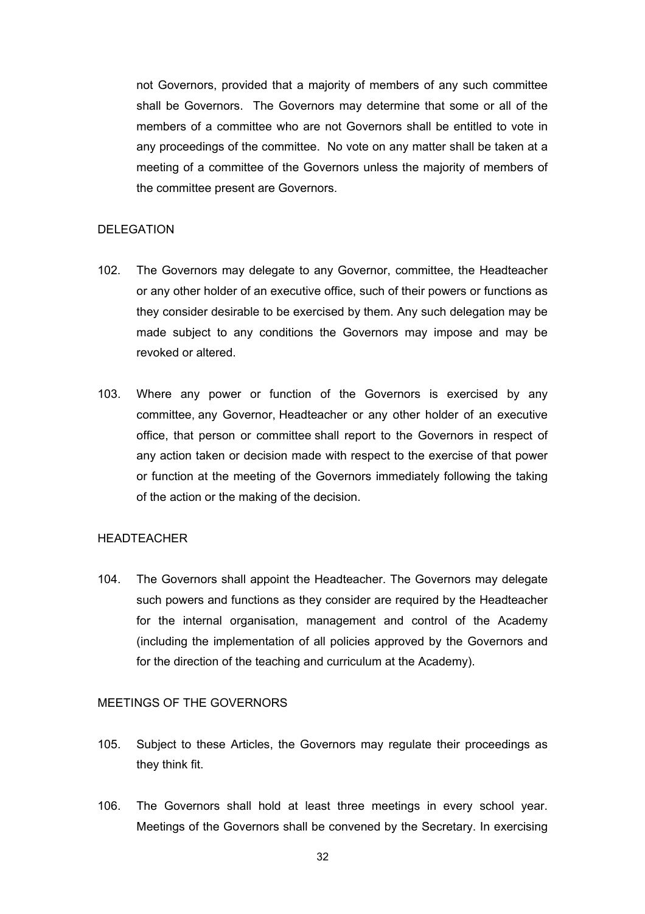not Governors, provided that a majority of members of any such committee shall be Governors. The Governors may determine that some or all of the members of a committee who are not Governors shall be entitled to vote in any proceedings of the committee. No vote on any matter shall be taken at a meeting of a committee of the Governors unless the majority of members of the committee present are Governors.

## DELEGATION

102. The Governors may delegate to any Governor, committee, the Headteacher or any other holder of an executive office, such of their powers or functions as they consider desirable to be exercised by them. Any such delegation may be made subject to any conditions the Governors may impose and may be revoked or altered.

103. Where any power or function of the Governors is exercised by any committee, any Governor, Headteacher or any other holder of an executive office, that person or committee shall report to the Governors in respect of any action taken or decision made with respect to the exercise of that power or function at the meeting of the Governors immediately following the taking of the action or the making of the decision.

## HEADTEACHER

104. The Governors shall appoint the Headteacher. The Governors may delegate such powers and functions as they consider are required by the Headteacher for the internal organisation, management and control of the Academy (including the implementation of all policies approved by the Governors and for the direction of the teaching and curriculum at the Academy).

## MEETINGS OF THE GOVERNORS

105. Subject to these Articles, the Governors may regulate their proceedings as they think fit.

106. The Governors shall hold at least three meetings in every school year. Meetings of the Governors shall be convened by the Secretary. In exercising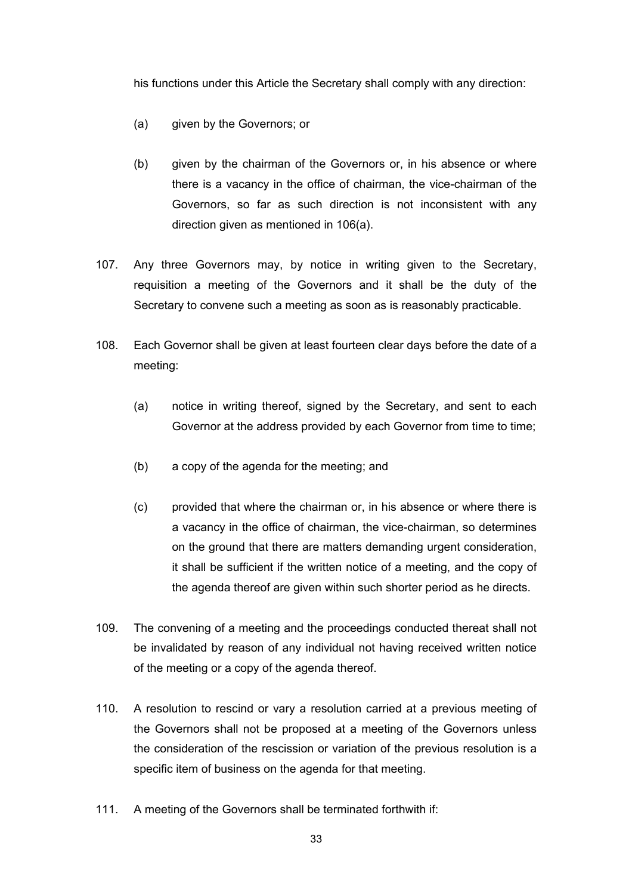his functions under this Article the Secretary shall comply with any direction:

(a) given by the Governors; or

(b) given by the chairman of the Governors or, in his absence or where there is a vacancy in the office of chairman, the vice-chairman of the Governors, so far as such direction is not inconsistent with any direction given as mentioned in 106(a).

107. Any three Governors may, by notice in writing given to the Secretary, requisition a meeting of the Governors and it shall be the duty of the Secretary to convene such a meeting as soon as is reasonably practicable.

108. Each Governor shall be given at least fourteen clear days before the date of a meeting:

(a) notice in writing thereof, signed by the Secretary, and sent to each Governor at the address provided by each Governor from time to time;

(b) a copy of the agenda for the meeting; and

(c) provided that where the chairman or, in his absence or where there is a vacancy in the office of chairman, the vice-chairman, so determines on the ground that there are matters demanding urgent consideration, it shall be sufficient if the written notice of a meeting, and the copy of the agenda thereof are given within such shorter period as he directs.

109. The convening of a meeting and the proceedings conducted thereat shall not be invalidated by reason of any individual not having received written notice of the meeting or a copy of the agenda thereof.

110. A resolution to rescind or vary a resolution carried at a previous meeting of the Governors shall not be proposed at a meeting of the Governors unless the consideration of the rescission or variation of the previous resolution is a specific item of business on the agenda for that meeting.

111. A meeting of the Governors shall be terminated forthwith if: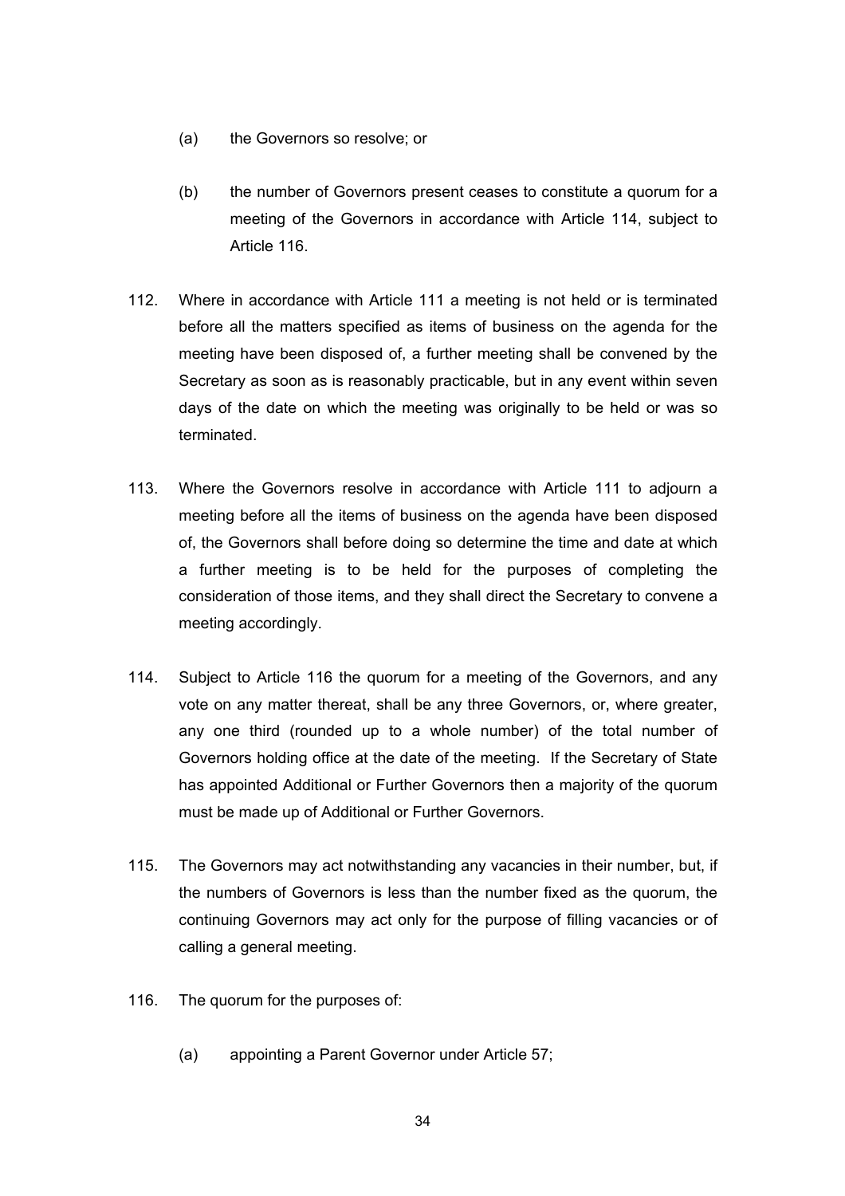(a) the Governors so resolve; or

(b) the number of Governors present ceases to constitute a quorum for a meeting of the Governors in accordance with Article 114, subject to Article 116.

112. Where in accordance with Article 111 a meeting is not held or is terminated before all the matters specified as items of business on the agenda for the meeting have been disposed of, a further meeting shall be convened by the Secretary as soon as is reasonably practicable, but in any event within seven days of the date on which the meeting was originally to be held or was so terminated.

113. Where the Governors resolve in accordance with Article 111 to adjourn a meeting before all the items of business on the agenda have been disposed of, the Governors shall before doing so determine the time and date at which a further meeting is to be held for the purposes of completing the consideration of those items, and they shall direct the Secretary to convene a meeting accordingly.

114. Subject to Article 116 the quorum for a meeting of the Governors, and any vote on any matter thereat, shall be any three Governors, or, where greater, any one third (rounded up to a whole number) of the total number of Governors holding office at the date of the meeting. If the Secretary of State has appointed Additional or Further Governors then a majority of the quorum must be made up of Additional or Further Governors.

115. The Governors may act notwithstanding any vacancies in their number, but, if the numbers of Governors is less than the number fixed as the quorum, the continuing Governors may act only for the purpose of filling vacancies or of calling a general meeting.

116. The quorum for the purposes of:

(a) appointing a Parent Governor under Article 57;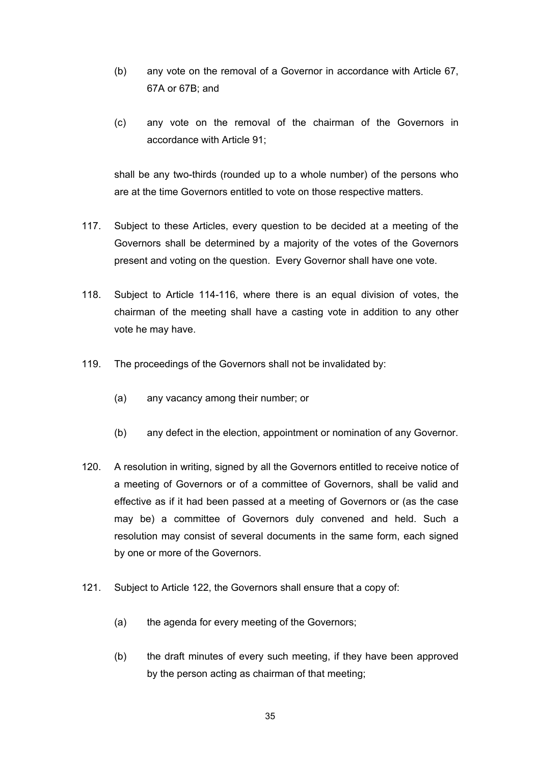(b) any vote on the removal of a Governor in accordance with Article 67, 67A or 67B; and

(c) any vote on the removal of the chairman of the Governors in accordance with Article 91;

shall be any two-thirds (rounded up to a whole number) of the persons who are at the time Governors entitled to vote on those respective matters.

117. Subject to these Articles, every question to be decided at a meeting of the Governors shall be determined by a majority of the votes of the Governors present and voting on the question. Every Governor shall have one vote.

118. Subject to Article 114-116, where there is an equal division of votes, the chairman of the meeting shall have a casting vote in addition to any other vote he may have.

119. The proceedings of the Governors shall not be invalidated by:

(a) any vacancy among their number; or

(b) any defect in the election, appointment or nomination of any Governor.

120. A resolution in writing, signed by all the Governors entitled to receive notice of a meeting of Governors or of a committee of Governors, shall be valid and effective as if it had been passed at a meeting of Governors or (as the case may be) a committee of Governors duly convened and held. Such a resolution may consist of several documents in the same form, each signed by one or more of the Governors.

121. Subject to Article 122, the Governors shall ensure that a copy of:

(a) the agenda for every meeting of the Governors;

(b) the draft minutes of every such meeting, if they have been approved by the person acting as chairman of that meeting;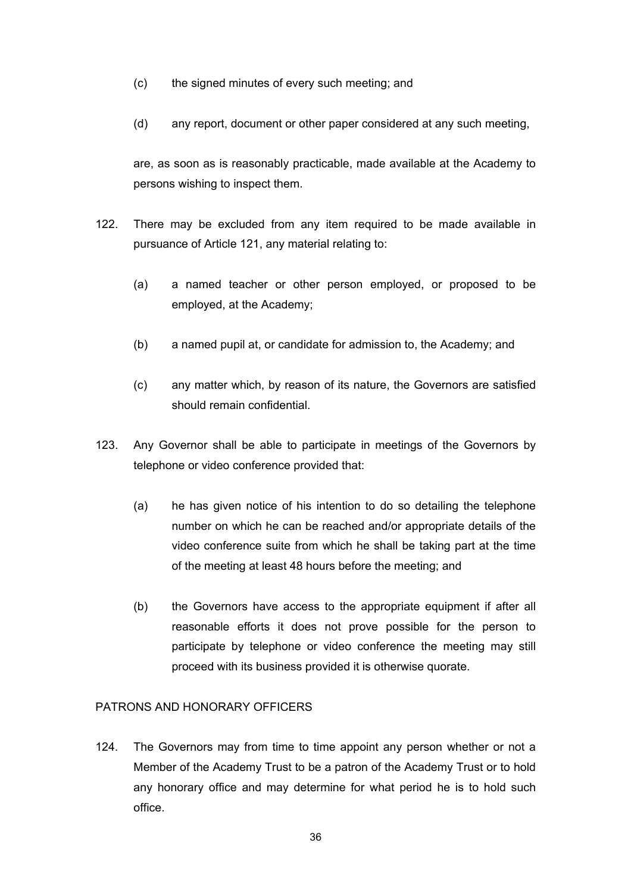(c) the signed minutes of every such meeting; and

(d) any report, document or other paper considered at any such meeting,

are, as soon as is reasonably practicable, made available at the Academy to persons wishing to inspect them.

122. There may be excluded from any item required to be made available in pursuance of Article 121, any material relating to:

(a) a named teacher or other person employed, or proposed to be employed, at the Academy;

(b) a named pupil at, or candidate for admission to, the Academy; and

(c) any matter which, by reason of its nature, the Governors are satisfied should remain confidential.

123. Any Governor shall be able to participate in meetings of the Governors by telephone or video conference provided that:

(a) he has given notice of his intention to do so detailing the telephone number on which he can be reached and/or appropriate details of the video conference suite from which he shall be taking part at the time of the meeting at least 48 hours before the meeting; and

(b) the Governors have access to the appropriate equipment if after all reasonable efforts it does not prove possible for the person to participate by telephone or video conference the meeting may still proceed with its business provided it is otherwise quorate.

PATRONS AND HONORARY OFFICERS

124. The Governors may from time to time appoint any person whether or not a Member of the Academy Trust to be a patron of the Academy Trust or to hold any honorary office and may determine for what period he is to hold such office.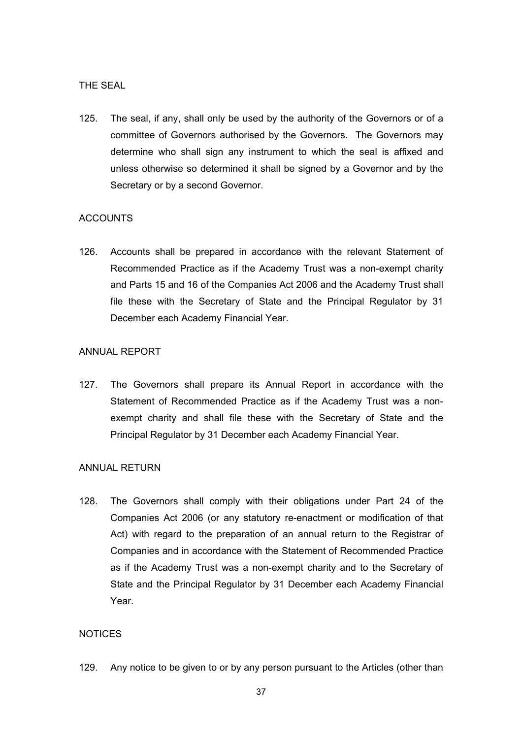THE SEAL

125. The seal, if any, shall only be used by the authority of the Governors or of a committee of Governors authorised by the Governors. The Governors may determine who shall sign any instrument to which the seal is affixed and unless otherwise so determined it shall be signed by a Governor and by the Secretary or by a second Governor.

ACCOUNTS

126. Accounts shall be prepared in accordance with the relevant Statement of Recommended Practice as if the Academy Trust was a non-exempt charity and Parts 15 and 16 of the Companies Act 2006 and the Academy Trust shall file these with the Secretary of State and the Principal Regulator by 31 December each Academy Financial Year.

ANNUAL REPORT

127. The Governors shall prepare its Annual Report in accordance with the Statement of Recommended Practice as if the Academy Trust was a non-exempt charity and shall file these with the Secretary of State and the Principal Regulator by 31 December each Academy Financial Year.

ANNUAL RETURN

128. The Governors shall comply with their obligations under Part 24 of the Companies Act 2006 (or any statutory re-enactment or modification of that Act) with regard to the preparation of an annual return to the Registrar of Companies and in accordance with the Statement of Recommended Practice as if the Academy Trust was a non-exempt charity and to the Secretary of State and the Principal Regulator by 31 December each Academy Financial Year.

NOTICES

129. Any notice to be given to or by any person pursuant to the Articles (other than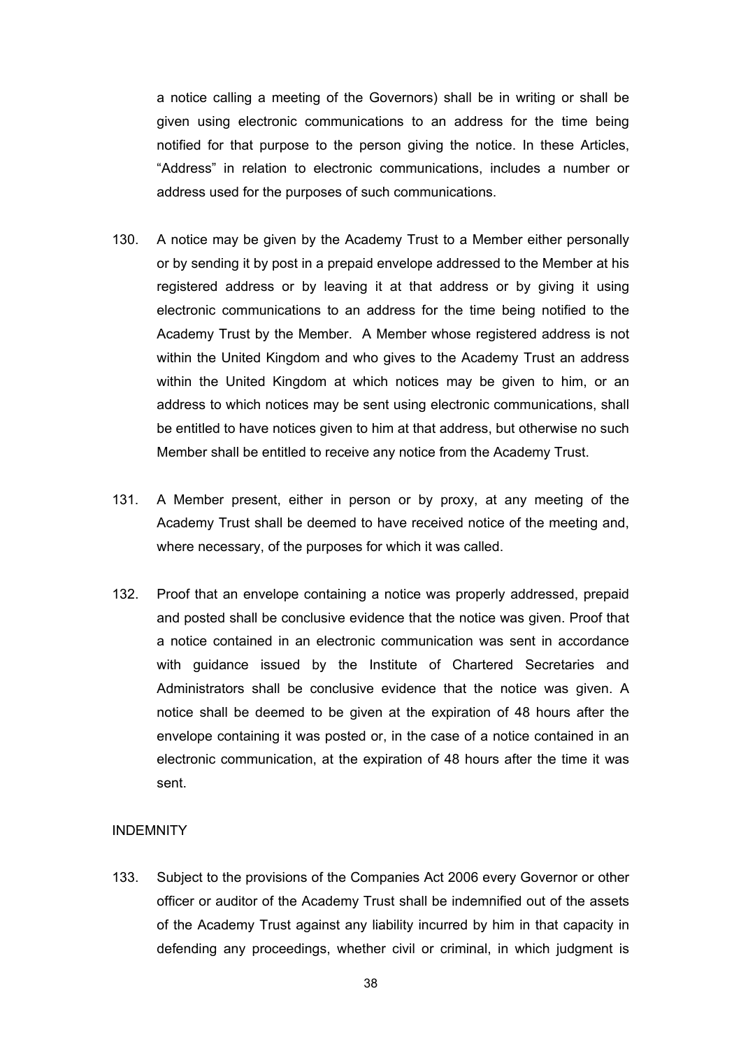a notice calling a meeting of the Governors) shall be in writing or shall be given using electronic communications to an address for the time being notified for that purpose to the person giving the notice. In these Articles, "Address" in relation to electronic communications, includes a number or address used for the purposes of such communications.

130. A notice may be given by the Academy Trust to a Member either personally or by sending it by post in a prepaid envelope addressed to the Member at his registered address or by leaving it at that address or by giving it using electronic communications to an address for the time being notified to the Academy Trust by the Member. A Member whose registered address is not within the United Kingdom and who gives to the Academy Trust an address within the United Kingdom at which notices may be given to him, or an address to which notices may be sent using electronic communications, shall be entitled to have notices given to him at that address, but otherwise no such Member shall be entitled to receive any notice from the Academy Trust.

131. A Member present, either in person or by proxy, at any meeting of the Academy Trust shall be deemed to have received notice of the meeting and, where necessary, of the purposes for which it was called.

132. Proof that an envelope containing a notice was properly addressed, prepaid and posted shall be conclusive evidence that the notice was given. Proof that a notice contained in an electronic communication was sent in accordance with guidance issued by the Institute of Chartered Secretaries and Administrators shall be conclusive evidence that the notice was given. A notice shall be deemed to be given at the expiration of 48 hours after the envelope containing it was posted or, in the case of a notice contained in an electronic communication, at the expiration of 48 hours after the time it was sent.

INDEMNITY

133. Subject to the provisions of the Companies Act 2006 every Governor or other officer or auditor of the Academy Trust shall be indemnified out of the assets of the Academy Trust against any liability incurred by him in that capacity in defending any proceedings, whether civil or criminal, in which judgment is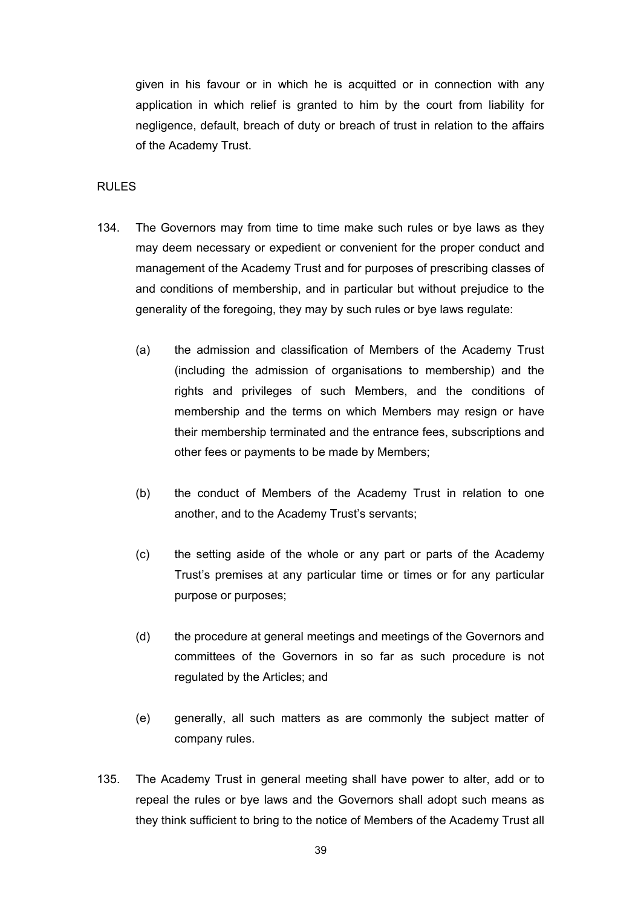given in his favour or in which he is acquitted or in connection with any application in which relief is granted to him by the court from liability for negligence, default, breach of duty or breach of trust in relation to the affairs of the Academy Trust.

RULES

134. The Governors may from time to time make such rules or bye laws as they may deem necessary or expedient or convenient for the proper conduct and management of the Academy Trust and for purposes of prescribing classes of and conditions of membership, and in particular but without prejudice to the generality of the foregoing, they may by such rules or bye laws regulate:

   (a) the admission and classification of Members of the Academy Trust (including the admission of organisations to membership) and the rights and privileges of such Members, and the conditions of membership and the terms on which Members may resign or have their membership terminated and the entrance fees, subscriptions and other fees or payments to be made by Members;

   (b) the conduct of Members of the Academy Trust in relation to one another, and to the Academy Trust's servants;

   (c) the setting aside of the whole or any part or parts of the Academy Trust's premises at any particular time or times or for any particular purpose or purposes;

   (d) the procedure at general meetings and meetings of the Governors and committees of the Governors in so far as such procedure is not regulated by the Articles; and

   (e) generally, all such matters as are commonly the subject matter of company rules.

135. The Academy Trust in general meeting shall have power to alter, add or to repeal the rules or bye laws and the Governors shall adopt such means as they think sufficient to bring to the notice of Members of the Academy Trust all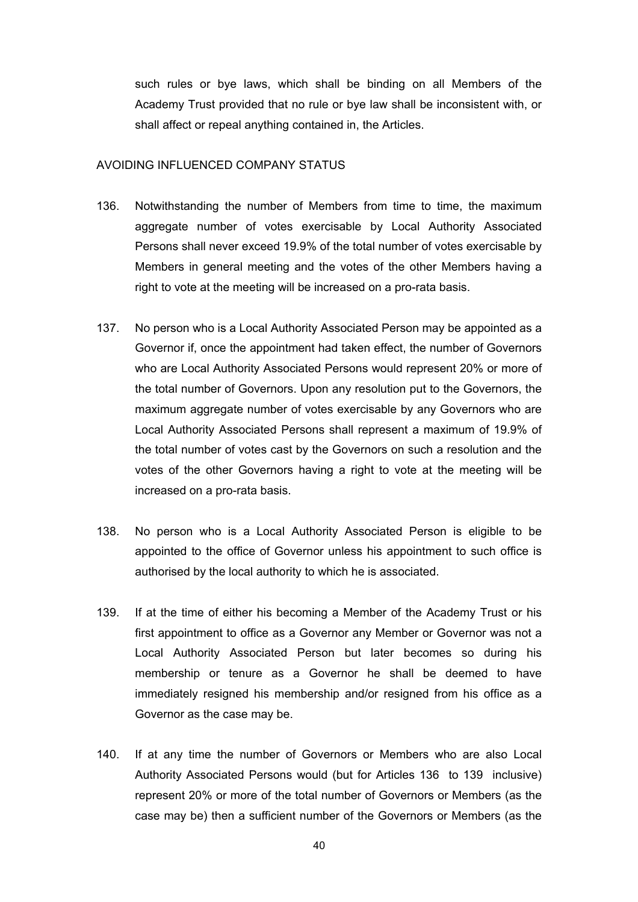such rules or bye laws, which shall be binding on all Members of the Academy Trust provided that no rule or bye law shall be inconsistent with, or shall affect or repeal anything contained in, the Articles.

AVOIDING INFLUENCED COMPANY STATUS

136. Notwithstanding the number of Members from time to time, the maximum aggregate number of votes exercisable by Local Authority Associated Persons shall never exceed 19.9% of the total number of votes exercisable by Members in general meeting and the votes of the other Members having a right to vote at the meeting will be increased on a pro-rata basis.

137. No person who is a Local Authority Associated Person may be appointed as a Governor if, once the appointment had taken effect, the number of Governors who are Local Authority Associated Persons would represent 20% or more of the total number of Governors. Upon any resolution put to the Governors, the maximum aggregate number of votes exercisable by any Governors who are Local Authority Associated Persons shall represent a maximum of 19.9% of the total number of votes cast by the Governors on such a resolution and the votes of the other Governors having a right to vote at the meeting will be increased on a pro-rata basis.

138. No person who is a Local Authority Associated Person is eligible to be appointed to the office of Governor unless his appointment to such office is authorised by the local authority to which he is associated.

139. If at the time of either his becoming a Member of the Academy Trust or his first appointment to office as a Governor any Member or Governor was not a Local Authority Associated Person but later becomes so during his membership or tenure as a Governor he shall be deemed to have immediately resigned his membership and/or resigned from his office as a Governor as the case may be.

140. If at any time the number of Governors or Members who are also Local Authority Associated Persons would (but for Articles 136 to 139 inclusive) represent 20% or more of the total number of Governors or Members (as the case may be) then a sufficient number of the Governors or Members (as the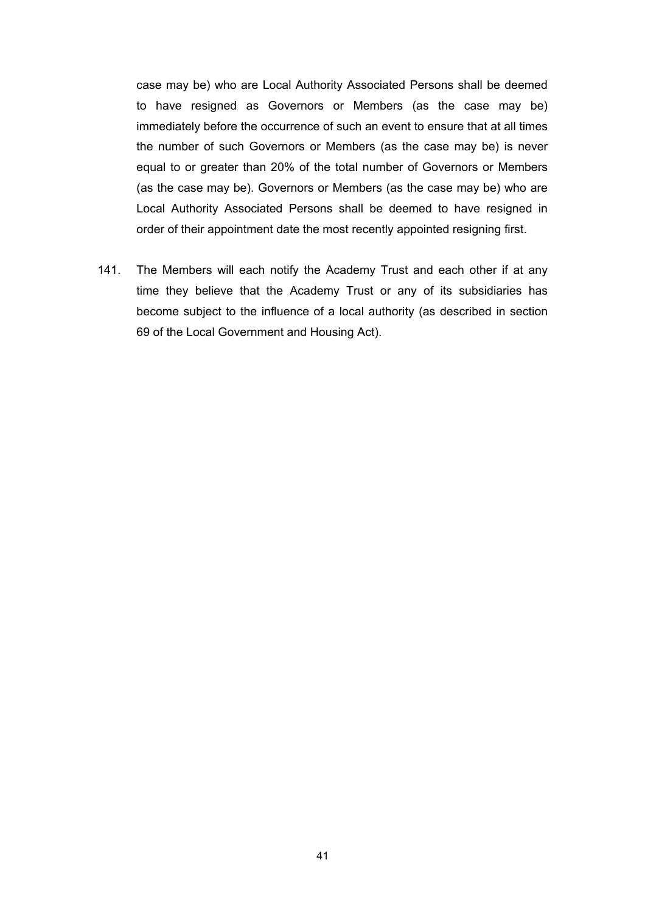case may be) who are Local Authority Associated Persons shall be deemed to have resigned as Governors or Members (as the case may be) immediately before the occurrence of such an event to ensure that at all times the number of such Governors or Members (as the case may be) is never equal to or greater than 20% of the total number of Governors or Members (as the case may be). Governors or Members (as the case may be) who are Local Authority Associated Persons shall be deemed to have resigned in order of their appointment date the most recently appointed resigning first.

141. The Members will each notify the Academy Trust and each other if at any time they believe that the Academy Trust or any of its subsidiaries has become subject to the influence of a local authority (as described in section 69 of the Local Government and Housing Act).